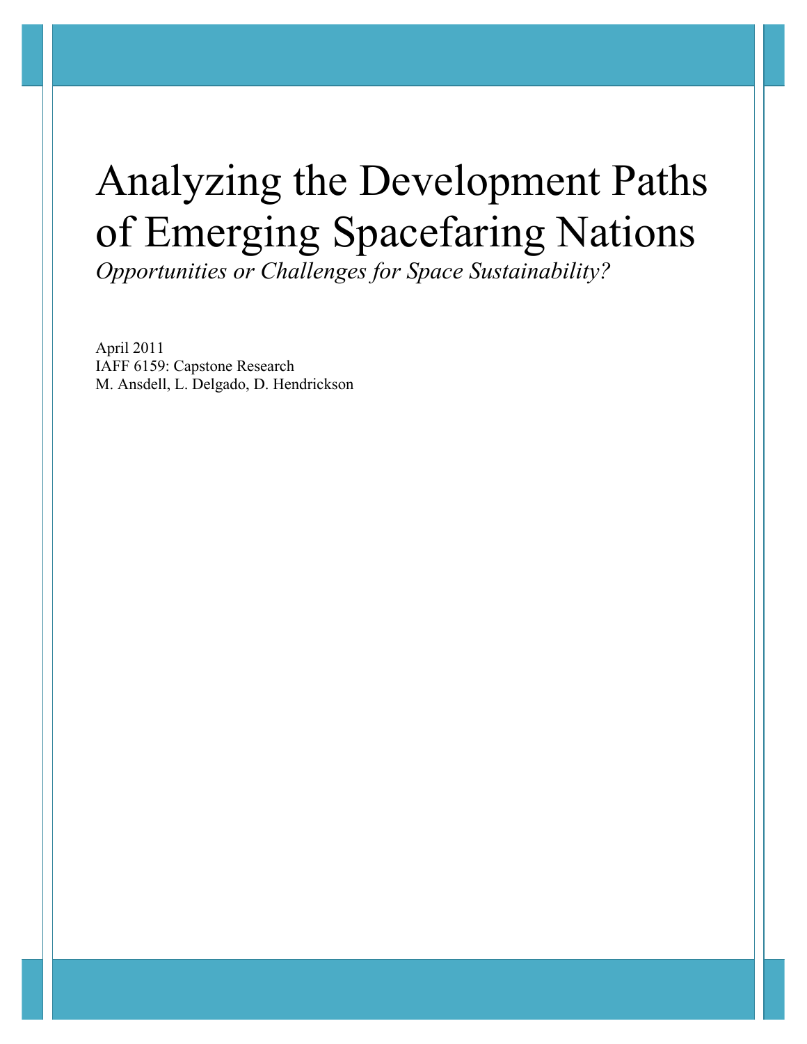# Analyzing the Development Paths of Emerging Spacefaring Nations

*Opportunities or Challenges for Space Sustainability?*

April 2011
IAFF 6159: Capstone Research
M. Ansdell, L. Delgado, D. Hendrickson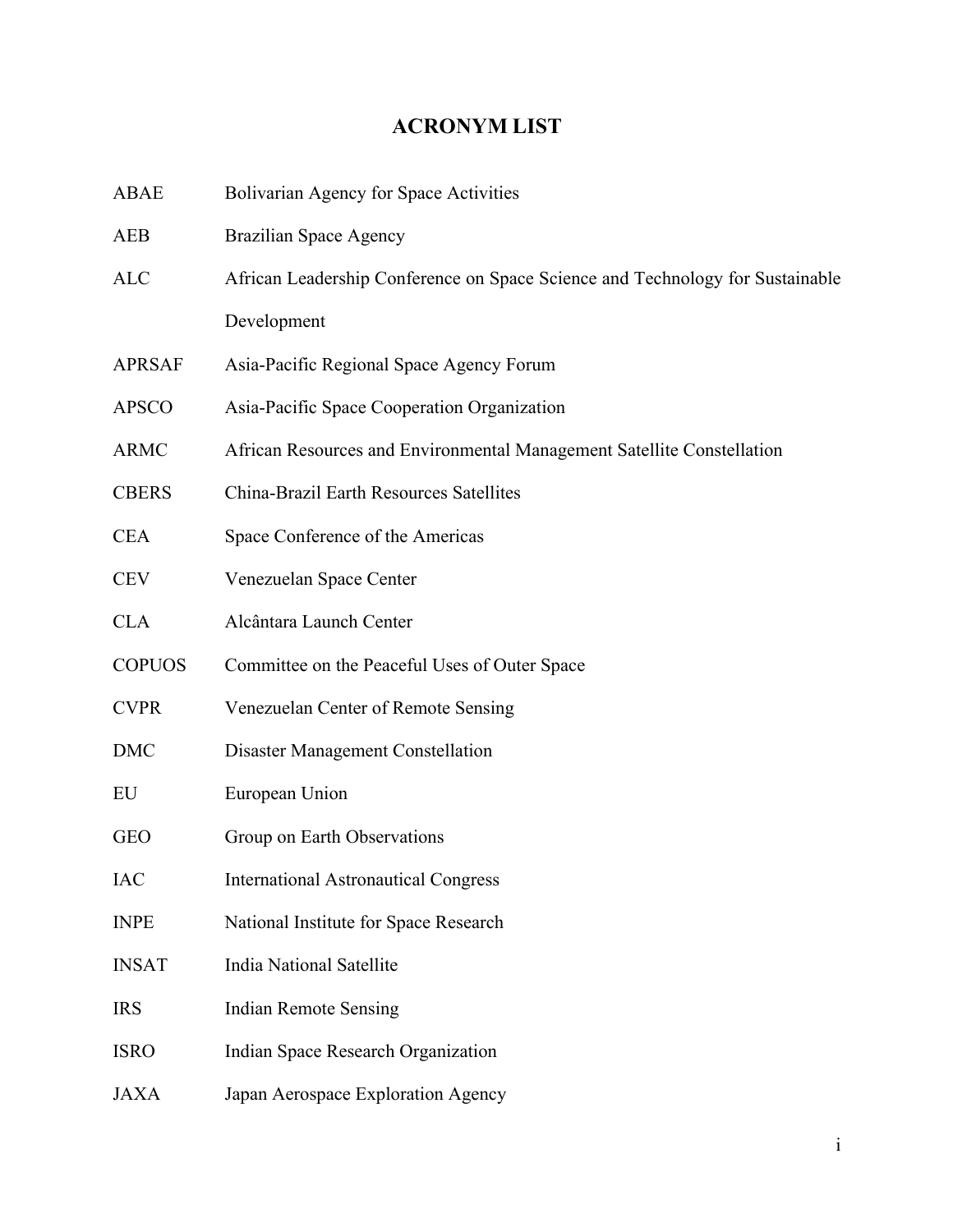# ACRONYM LIST

| | |
|---|---|
| ABAE | Bolivarian Agency for Space Activities |
| AEB | Brazilian Space Agency |
| ALC | African Leadership Conference on Space Science and Technology for Sustainable Development |
| APRSAF | Asia-Pacific Regional Space Agency Forum |
| APSCO | Asia-Pacific Space Cooperation Organization |
| ARMC | African Resources and Environmental Management Satellite Constellation |
| CBERS | China-Brazil Earth Resources Satellites |
| CEA | Space Conference of the Americas |
| CEV | Venezuelan Space Center |
| CLA | Alcântara Launch Center |
| COPUOS | Committee on the Peaceful Uses of Outer Space |
| CVPR | Venezuelan Center of Remote Sensing |
| DMC | Disaster Management Constellation |
| EU | European Union |
| GEO | Group on Earth Observations |
| IAC | International Astronautical Congress |
| INPE | National Institute for Space Research |
| INSAT | India National Satellite |
| IRS | Indian Remote Sensing |
| ISRO | Indian Space Research Organization |
| JAXA | Japan Aerospace Exploration Agency |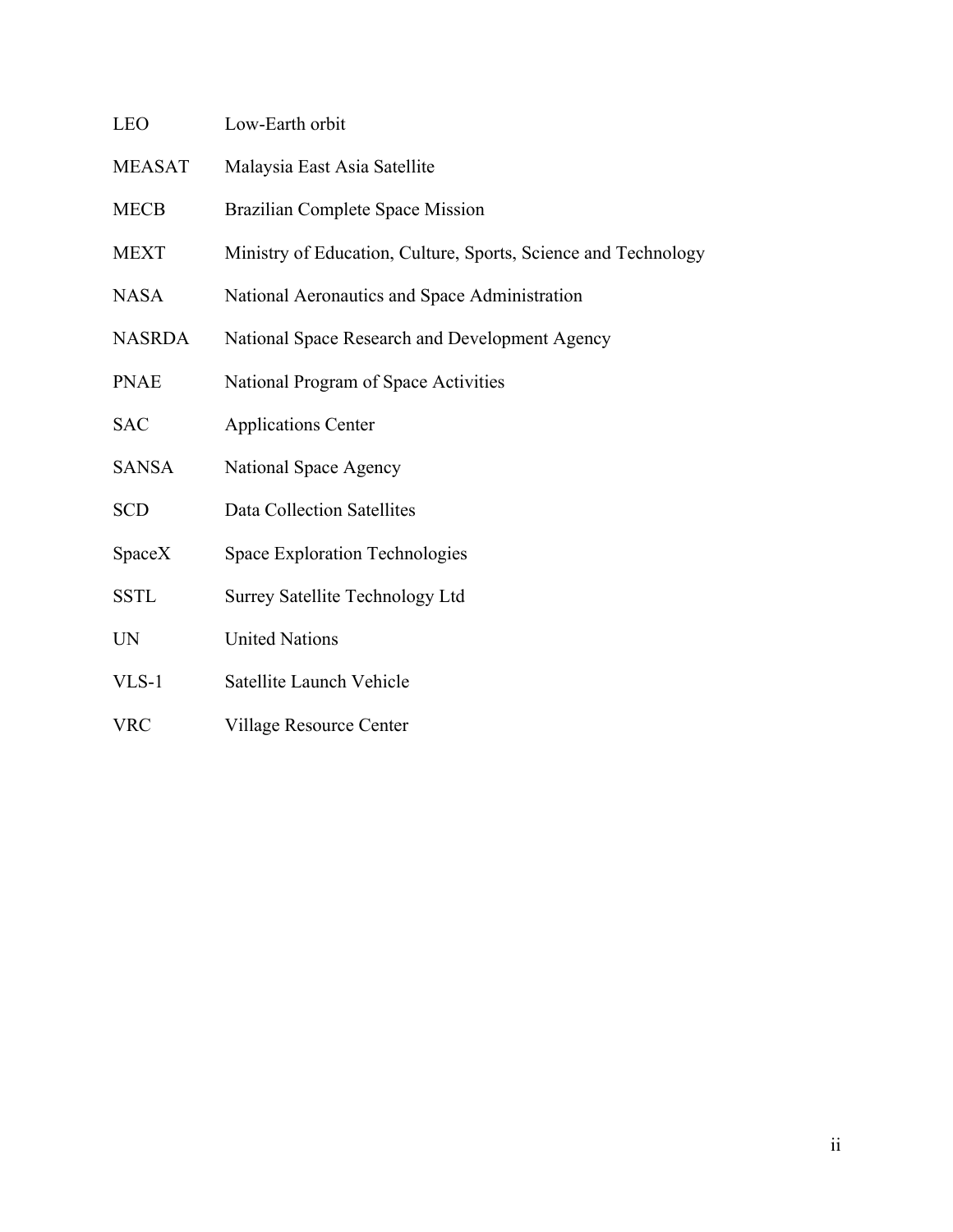| | |
|---|---|
| LEO | Low-Earth orbit |
| MEASAT | Malaysia East Asia Satellite |
| MECB | Brazilian Complete Space Mission |
| MEXT | Ministry of Education, Culture, Sports, Science and Technology |
| NASA | National Aeronautics and Space Administration |
| NASRDA | National Space Research and Development Agency |
| PNAE | National Program of Space Activities |
| SAC | Applications Center |
| SANSA | National Space Agency |
| SCD | Data Collection Satellites |
| SpaceX | Space Exploration Technologies |
| SSTL | Surrey Satellite Technology Ltd |
| UN | United Nations |
| VLS-1 | Satellite Launch Vehicle |
| VRC | Village Resource Center |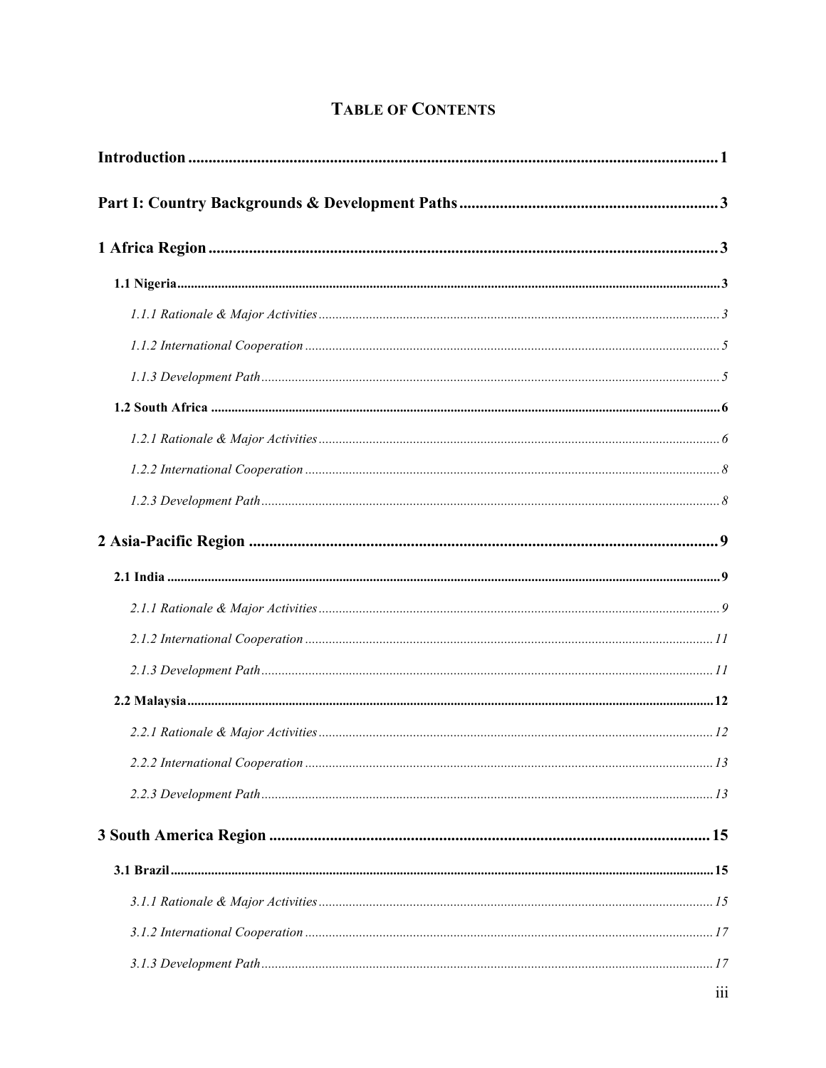# TABLE OF CONTENTS

**Introduction** .......... **1**

**Part I: Country Backgrounds & Development Paths** .......... **3**

**1 Africa Region** .......... **3**

- **1.1 Nigeria** .......... **3**
  - *1.1.1 Rationale & Major Activities* .......... *3*
  - *1.1.2 International Cooperation* .......... *5*
  - *1.1.3 Development Path* .......... *5*
- **1.2 South Africa** .......... **6**
  - *1.2.1 Rationale & Major Activities* .......... *6*
  - *1.2.2 International Cooperation* .......... *8*
  - *1.2.3 Development Path* .......... *8*

**2 Asia-Pacific Region** .......... **9**

- **2.1 India** .......... **9**
  - *2.1.1 Rationale & Major Activities* .......... *9*
  - *2.1.2 International Cooperation* .......... *11*
  - *2.1.3 Development Path* .......... *11*
- **2.2 Malaysia** .......... **12**
  - *2.2.1 Rationale & Major Activities* .......... *12*
  - *2.2.2 International Cooperation* .......... *13*
  - *2.2.3 Development Path* .......... *13*

**3 South America Region** .......... **15**

- **3.1 Brazil** .......... **15**
  - *3.1.1 Rationale & Major Activities* .......... *15*
  - *3.1.2 International Cooperation* .......... *17*
  - *3.1.3 Development Path* .......... *17*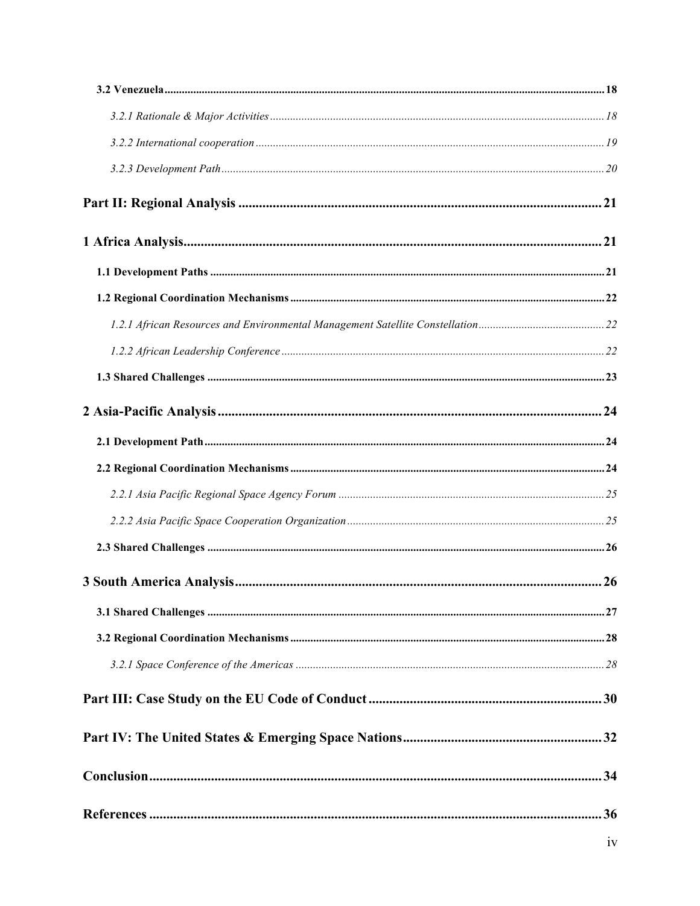**3.2 Venezuela** .......... 18

*3.2.1 Rationale & Major Activities* .......... 18

*3.2.2 International cooperation* .......... 19

*3.2.3 Development Path* .......... 20

**Part II: Regional Analysis** .......... 21

**1 Africa Analysis** .......... 21

**1.1 Development Paths** .......... 21

**1.2 Regional Coordination Mechanisms** .......... 22

*1.2.1 African Resources and Environmental Management Satellite Constellation* .......... 22

*1.2.2 African Leadership Conference* .......... 22

**1.3 Shared Challenges** .......... 23

**2 Asia-Pacific Analysis** .......... 24

**2.1 Development Path** .......... 24

**2.2 Regional Coordination Mechanisms** .......... 24

*2.2.1 Asia Pacific Regional Space Agency Forum* .......... 25

*2.2.2 Asia Pacific Space Cooperation Organization* .......... 25

**2.3 Shared Challenges** .......... 26

**3 South America Analysis** .......... 26

**3.1 Shared Challenges** .......... 27

**3.2 Regional Coordination Mechanisms** .......... 28

*3.2.1 Space Conference of the Americas* .......... 28

**Part III: Case Study on the EU Code of Conduct** .......... 30

**Part IV: The United States & Emerging Space Nations** .......... 32

**Conclusion** .......... 34

**References** .......... 36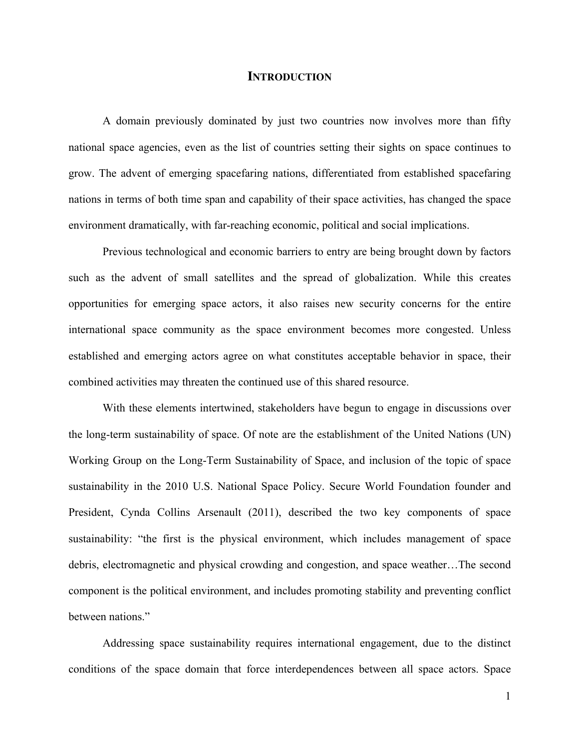# INTRODUCTION

A domain previously dominated by just two countries now involves more than fifty national space agencies, even as the list of countries setting their sights on space continues to grow. The advent of emerging spacefaring nations, differentiated from established spacefaring nations in terms of both time span and capability of their space activities, has changed the space environment dramatically, with far-reaching economic, political and social implications.

Previous technological and economic barriers to entry are being brought down by factors such as the advent of small satellites and the spread of globalization. While this creates opportunities for emerging space actors, it also raises new security concerns for the entire international space community as the space environment becomes more congested. Unless established and emerging actors agree on what constitutes acceptable behavior in space, their combined activities may threaten the continued use of this shared resource.

With these elements intertwined, stakeholders have begun to engage in discussions over the long-term sustainability of space. Of note are the establishment of the United Nations (UN) Working Group on the Long-Term Sustainability of Space, and inclusion of the topic of space sustainability in the 2010 U.S. National Space Policy. Secure World Foundation founder and President, Cynda Collins Arsenault (2011), described the two key components of space sustainability: "the first is the physical environment, which includes management of space debris, electromagnetic and physical crowding and congestion, and space weather…The second component is the political environment, and includes promoting stability and preventing conflict between nations."

Addressing space sustainability requires international engagement, due to the distinct conditions of the space domain that force interdependences between all space actors. Space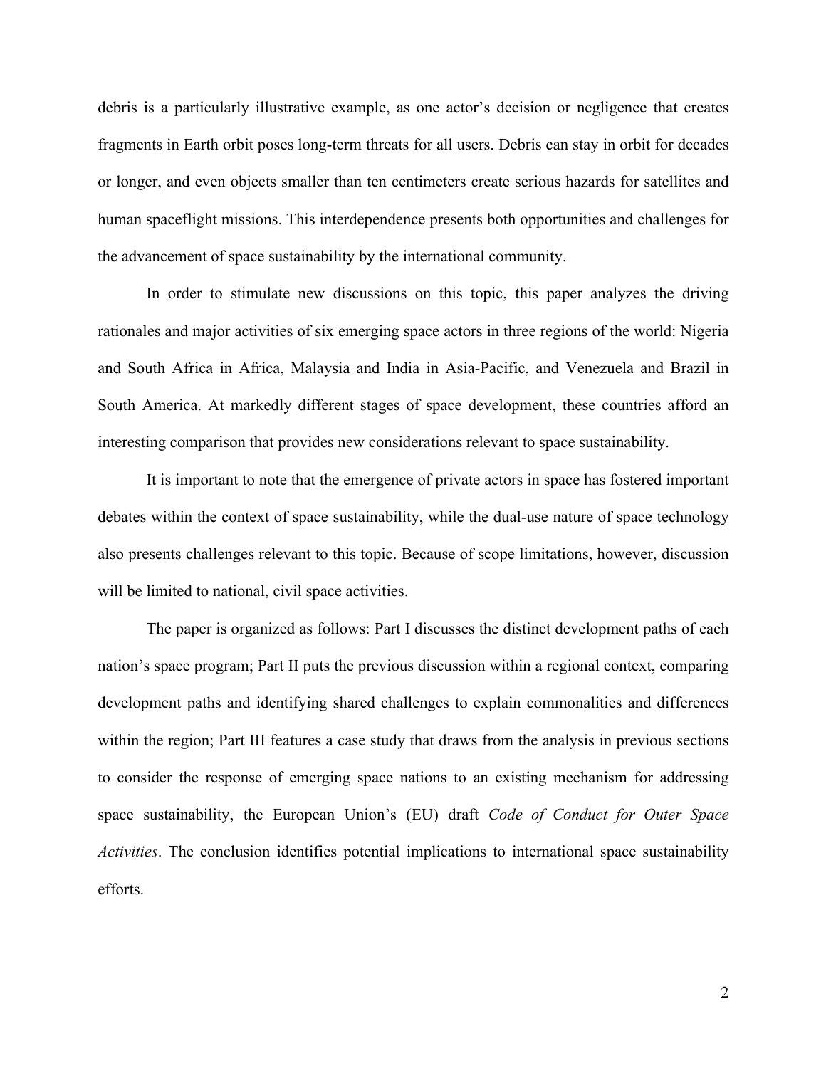debris is a particularly illustrative example, as one actor's decision or negligence that creates fragments in Earth orbit poses long-term threats for all users. Debris can stay in orbit for decades or longer, and even objects smaller than ten centimeters create serious hazards for satellites and human spaceflight missions. This interdependence presents both opportunities and challenges for the advancement of space sustainability by the international community.

In order to stimulate new discussions on this topic, this paper analyzes the driving rationales and major activities of six emerging space actors in three regions of the world: Nigeria and South Africa in Africa, Malaysia and India in Asia-Pacific, and Venezuela and Brazil in South America. At markedly different stages of space development, these countries afford an interesting comparison that provides new considerations relevant to space sustainability.

It is important to note that the emergence of private actors in space has fostered important debates within the context of space sustainability, while the dual-use nature of space technology also presents challenges relevant to this topic. Because of scope limitations, however, discussion will be limited to national, civil space activities.

The paper is organized as follows: Part I discusses the distinct development paths of each nation's space program; Part II puts the previous discussion within a regional context, comparing development paths and identifying shared challenges to explain commonalities and differences within the region; Part III features a case study that draws from the analysis in previous sections to consider the response of emerging space nations to an existing mechanism for addressing space sustainability, the European Union's (EU) draft *Code of Conduct for Outer Space Activities*. The conclusion identifies potential implications to international space sustainability efforts.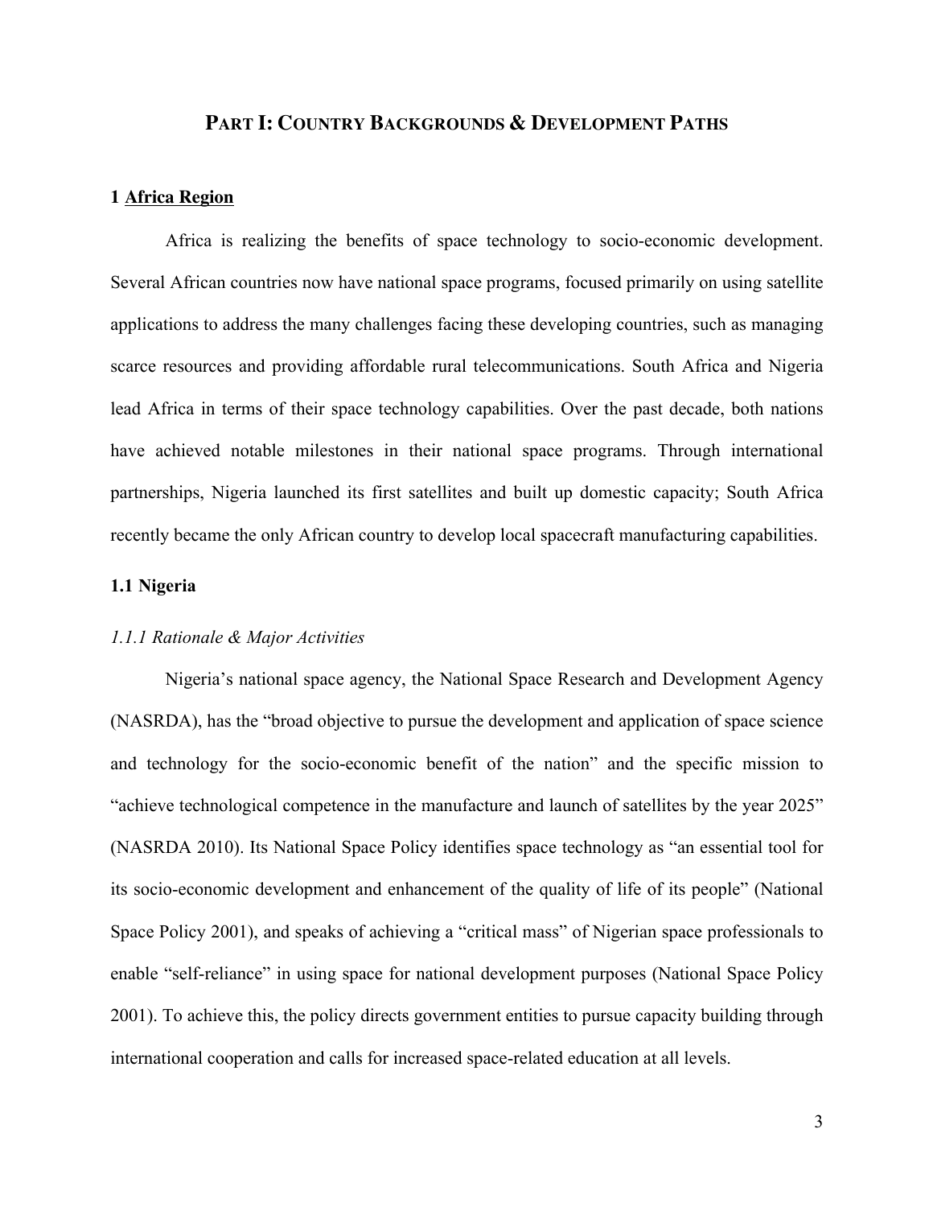# PART I: COUNTRY BACKGROUNDS & DEVELOPMENT PATHS

## 1 <u>Africa Region</u>

Africa is realizing the benefits of space technology to socio-economic development. Several African countries now have national space programs, focused primarily on using satellite applications to address the many challenges facing these developing countries, such as managing scarce resources and providing affordable rural telecommunications. South Africa and Nigeria lead Africa in terms of their space technology capabilities. Over the past decade, both nations have achieved notable milestones in their national space programs. Through international partnerships, Nigeria launched its first satellites and built up domestic capacity; South Africa recently became the only African country to develop local spacecraft manufacturing capabilities.

### 1.1 Nigeria

#### *1.1.1 Rationale & Major Activities*

Nigeria's national space agency, the National Space Research and Development Agency (NASRDA), has the "broad objective to pursue the development and application of space science and technology for the socio-economic benefit of the nation" and the specific mission to "achieve technological competence in the manufacture and launch of satellites by the year 2025" (NASRDA 2010). Its National Space Policy identifies space technology as "an essential tool for its socio-economic development and enhancement of the quality of life of its people" (National Space Policy 2001), and speaks of achieving a "critical mass" of Nigerian space professionals to enable "self-reliance" in using space for national development purposes (National Space Policy 2001). To achieve this, the policy directs government entities to pursue capacity building through international cooperation and calls for increased space-related education at all levels.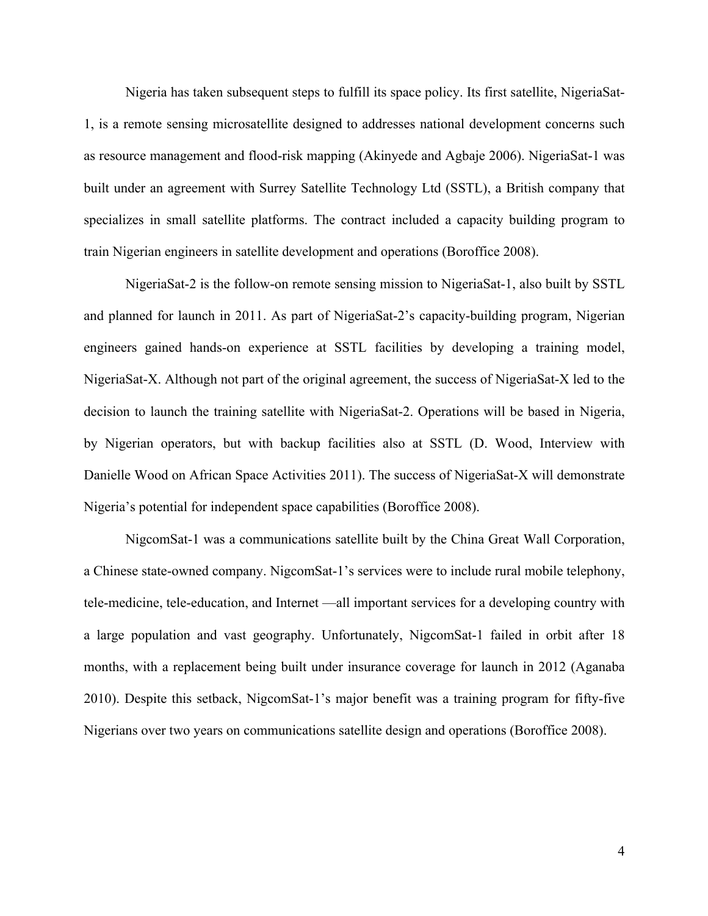Nigeria has taken subsequent steps to fulfill its space policy. Its first satellite, NigeriaSat-1, is a remote sensing microsatellite designed to addresses national development concerns such as resource management and flood-risk mapping (Akinyede and Agbaje 2006). NigeriaSat-1 was built under an agreement with Surrey Satellite Technology Ltd (SSTL), a British company that specializes in small satellite platforms. The contract included a capacity building program to train Nigerian engineers in satellite development and operations (Boroffice 2008).

NigeriaSat-2 is the follow-on remote sensing mission to NigeriaSat-1, also built by SSTL and planned for launch in 2011. As part of NigeriaSat-2's capacity-building program, Nigerian engineers gained hands-on experience at SSTL facilities by developing a training model, NigeriaSat-X. Although not part of the original agreement, the success of NigeriaSat-X led to the decision to launch the training satellite with NigeriaSat-2. Operations will be based in Nigeria, by Nigerian operators, but with backup facilities also at SSTL (D. Wood, Interview with Danielle Wood on African Space Activities 2011). The success of NigeriaSat-X will demonstrate Nigeria's potential for independent space capabilities (Boroffice 2008).

NigcomSat-1 was a communications satellite built by the China Great Wall Corporation, a Chinese state-owned company. NigcomSat-1's services were to include rural mobile telephony, tele-medicine, tele-education, and Internet —all important services for a developing country with a large population and vast geography. Unfortunately, NigcomSat-1 failed in orbit after 18 months, with a replacement being built under insurance coverage for launch in 2012 (Aganaba 2010). Despite this setback, NigcomSat-1's major benefit was a training program for fifty-five Nigerians over two years on communications satellite design and operations (Boroffice 2008).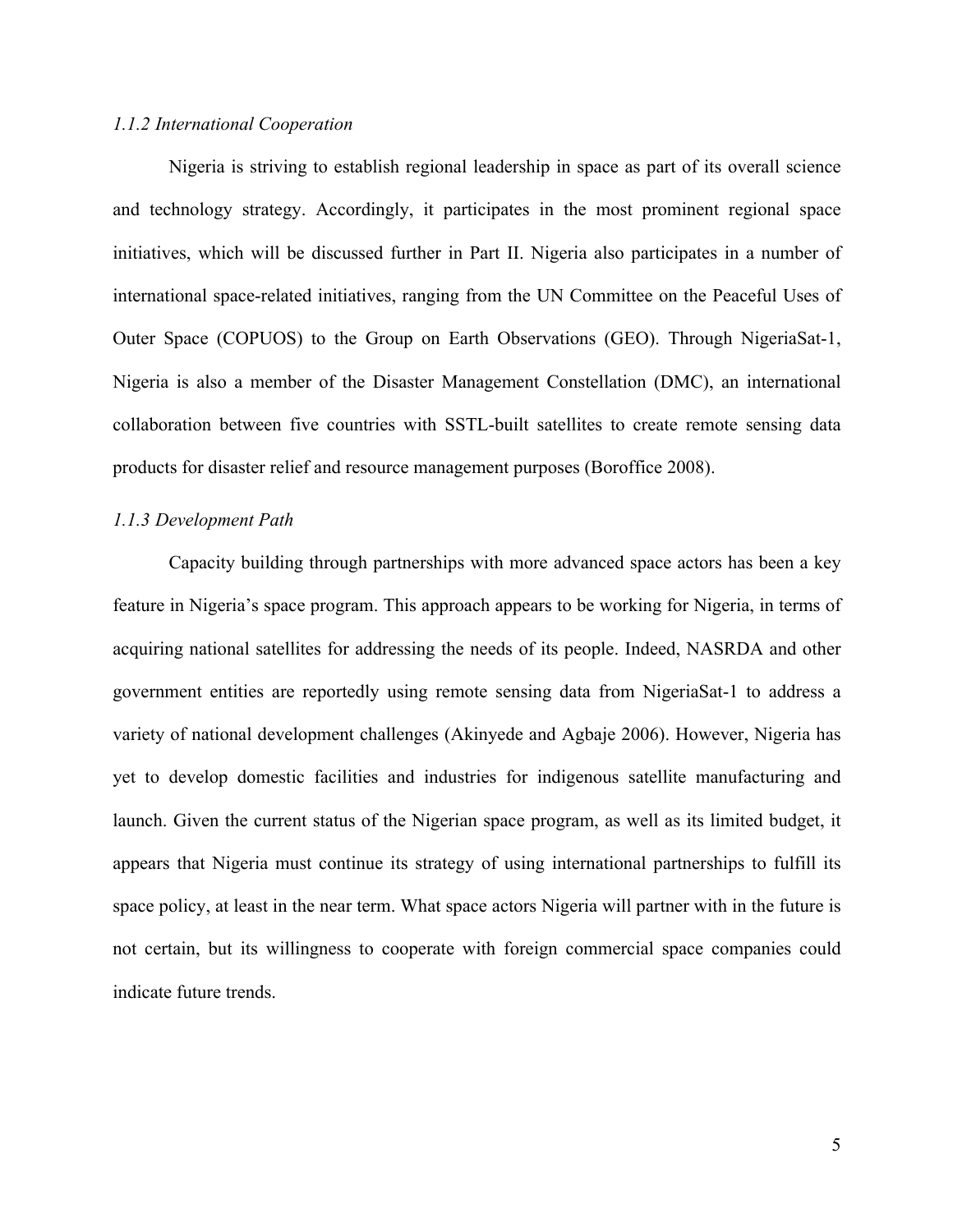### *1.1.2 International Cooperation*

Nigeria is striving to establish regional leadership in space as part of its overall science and technology strategy. Accordingly, it participates in the most prominent regional space initiatives, which will be discussed further in Part II. Nigeria also participates in a number of international space-related initiatives, ranging from the UN Committee on the Peaceful Uses of Outer Space (COPUOS) to the Group on Earth Observations (GEO). Through NigeriaSat-1, Nigeria is also a member of the Disaster Management Constellation (DMC), an international collaboration between five countries with SSTL-built satellites to create remote sensing data products for disaster relief and resource management purposes (Boroffice 2008).

### *1.1.3 Development Path*

Capacity building through partnerships with more advanced space actors has been a key feature in Nigeria's space program. This approach appears to be working for Nigeria, in terms of acquiring national satellites for addressing the needs of its people. Indeed, NASRDA and other government entities are reportedly using remote sensing data from NigeriaSat-1 to address a variety of national development challenges (Akinyede and Agbaje 2006). However, Nigeria has yet to develop domestic facilities and industries for indigenous satellite manufacturing and launch. Given the current status of the Nigerian space program, as well as its limited budget, it appears that Nigeria must continue its strategy of using international partnerships to fulfill its space policy, at least in the near term. What space actors Nigeria will partner with in the future is not certain, but its willingness to cooperate with foreign commercial space companies could indicate future trends.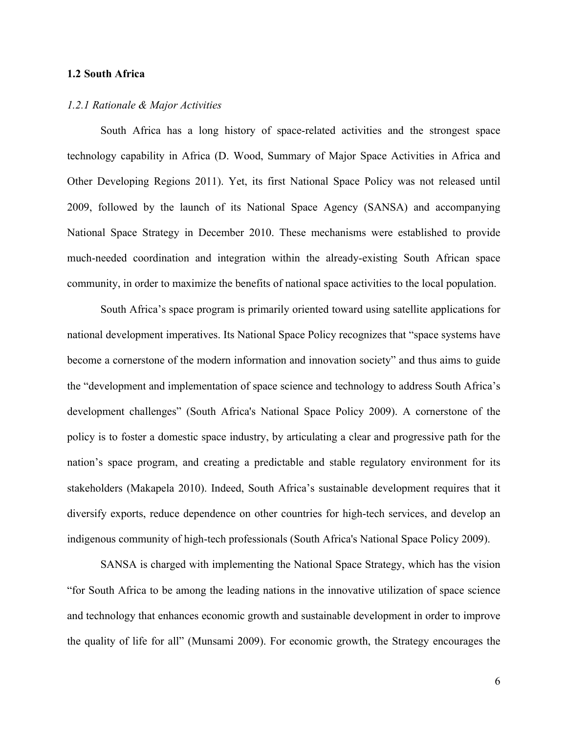## 1.2 South Africa

### *1.2.1 Rationale & Major Activities*

South Africa has a long history of space-related activities and the strongest space technology capability in Africa (D. Wood, Summary of Major Space Activities in Africa and Other Developing Regions 2011). Yet, its first National Space Policy was not released until 2009, followed by the launch of its National Space Agency (SANSA) and accompanying National Space Strategy in December 2010. These mechanisms were established to provide much-needed coordination and integration within the already-existing South African space community, in order to maximize the benefits of national space activities to the local population.

South Africa's space program is primarily oriented toward using satellite applications for national development imperatives. Its National Space Policy recognizes that "space systems have become a cornerstone of the modern information and innovation society" and thus aims to guide the "development and implementation of space science and technology to address South Africa's development challenges" (South Africa's National Space Policy 2009). A cornerstone of the policy is to foster a domestic space industry, by articulating a clear and progressive path for the nation's space program, and creating a predictable and stable regulatory environment for its stakeholders (Makapela 2010). Indeed, South Africa's sustainable development requires that it diversify exports, reduce dependence on other countries for high-tech services, and develop an indigenous community of high-tech professionals (South Africa's National Space Policy 2009).

SANSA is charged with implementing the National Space Strategy, which has the vision "for South Africa to be among the leading nations in the innovative utilization of space science and technology that enhances economic growth and sustainable development in order to improve the quality of life for all" (Munsami 2009). For economic growth, the Strategy encourages the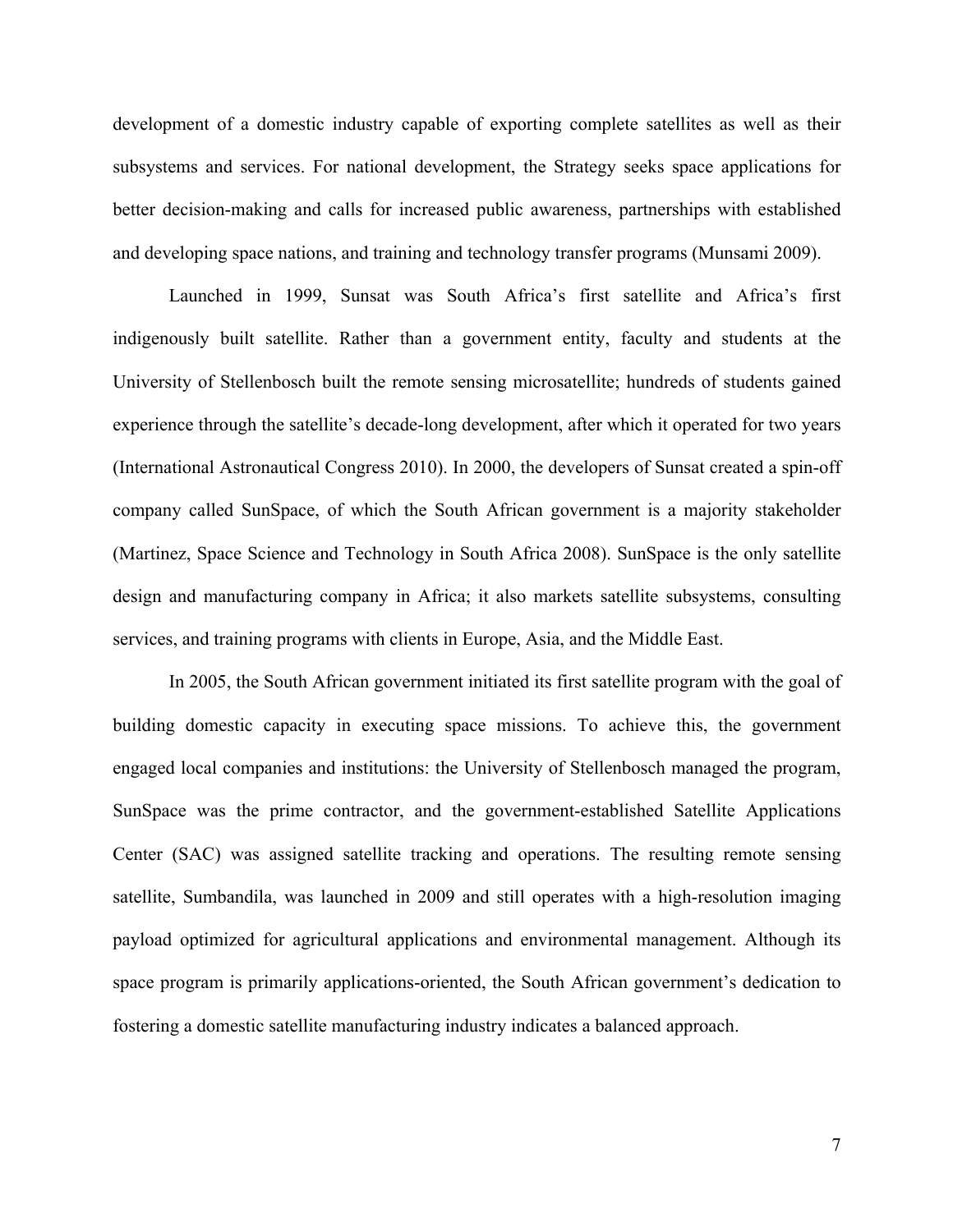development of a domestic industry capable of exporting complete satellites as well as their subsystems and services. For national development, the Strategy seeks space applications for better decision-making and calls for increased public awareness, partnerships with established and developing space nations, and training and technology transfer programs (Munsami 2009).

Launched in 1999, Sunsat was South Africa's first satellite and Africa's first indigenously built satellite. Rather than a government entity, faculty and students at the University of Stellenbosch built the remote sensing microsatellite; hundreds of students gained experience through the satellite's decade-long development, after which it operated for two years (International Astronautical Congress 2010). In 2000, the developers of Sunsat created a spin-off company called SunSpace, of which the South African government is a majority stakeholder (Martinez, Space Science and Technology in South Africa 2008). SunSpace is the only satellite design and manufacturing company in Africa; it also markets satellite subsystems, consulting services, and training programs with clients in Europe, Asia, and the Middle East.

In 2005, the South African government initiated its first satellite program with the goal of building domestic capacity in executing space missions. To achieve this, the government engaged local companies and institutions: the University of Stellenbosch managed the program, SunSpace was the prime contractor, and the government-established Satellite Applications Center (SAC) was assigned satellite tracking and operations. The resulting remote sensing satellite, Sumbandila, was launched in 2009 and still operates with a high-resolution imaging payload optimized for agricultural applications and environmental management. Although its space program is primarily applications-oriented, the South African government's dedication to fostering a domestic satellite manufacturing industry indicates a balanced approach.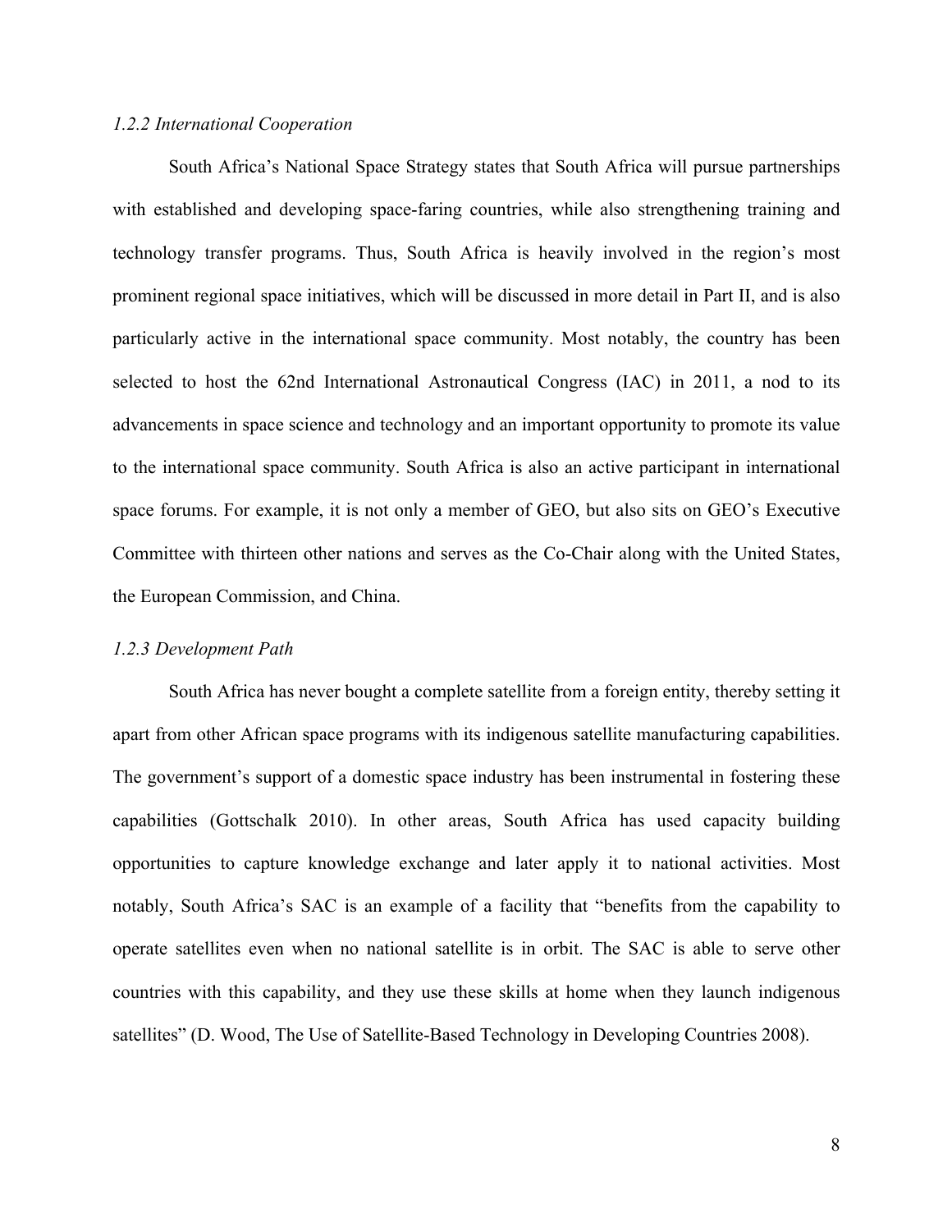### *1.2.2 International Cooperation*

South Africa's National Space Strategy states that South Africa will pursue partnerships with established and developing space-faring countries, while also strengthening training and technology transfer programs. Thus, South Africa is heavily involved in the region's most prominent regional space initiatives, which will be discussed in more detail in Part II, and is also particularly active in the international space community. Most notably, the country has been selected to host the 62nd International Astronautical Congress (IAC) in 2011, a nod to its advancements in space science and technology and an important opportunity to promote its value to the international space community. South Africa is also an active participant in international space forums. For example, it is not only a member of GEO, but also sits on GEO's Executive Committee with thirteen other nations and serves as the Co-Chair along with the United States, the European Commission, and China.

### *1.2.3 Development Path*

South Africa has never bought a complete satellite from a foreign entity, thereby setting it apart from other African space programs with its indigenous satellite manufacturing capabilities. The government's support of a domestic space industry has been instrumental in fostering these capabilities (Gottschalk 2010). In other areas, South Africa has used capacity building opportunities to capture knowledge exchange and later apply it to national activities. Most notably, South Africa's SAC is an example of a facility that "benefits from the capability to operate satellites even when no national satellite is in orbit. The SAC is able to serve other countries with this capability, and they use these skills at home when they launch indigenous satellites" (D. Wood, The Use of Satellite-Based Technology in Developing Countries 2008).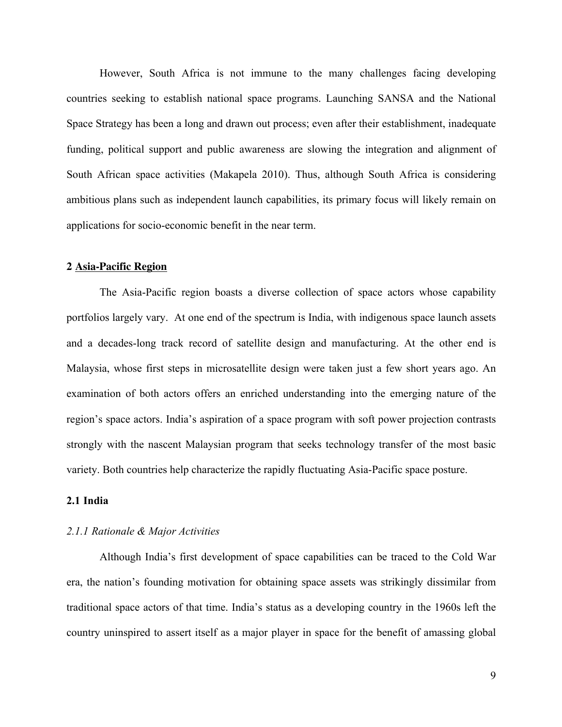However, South Africa is not immune to the many challenges facing developing countries seeking to establish national space programs. Launching SANSA and the National Space Strategy has been a long and drawn out process; even after their establishment, inadequate funding, political support and public awareness are slowing the integration and alignment of South African space activities (Makapela 2010). Thus, although South Africa is considering ambitious plans such as independent launch capabilities, its primary focus will likely remain on applications for socio-economic benefit in the near term.

## 2 Asia-Pacific Region

The Asia-Pacific region boasts a diverse collection of space actors whose capability portfolios largely vary. At one end of the spectrum is India, with indigenous space launch assets and a decades-long track record of satellite design and manufacturing. At the other end is Malaysia, whose first steps in microsatellite design were taken just a few short years ago. An examination of both actors offers an enriched understanding into the emerging nature of the region's space actors. India's aspiration of a space program with soft power projection contrasts strongly with the nascent Malaysian program that seeks technology transfer of the most basic variety. Both countries help characterize the rapidly fluctuating Asia-Pacific space posture.

### 2.1 India

#### *2.1.1 Rationale & Major Activities*

Although India's first development of space capabilities can be traced to the Cold War era, the nation's founding motivation for obtaining space assets was strikingly dissimilar from traditional space actors of that time. India's status as a developing country in the 1960s left the country uninspired to assert itself as a major player in space for the benefit of amassing global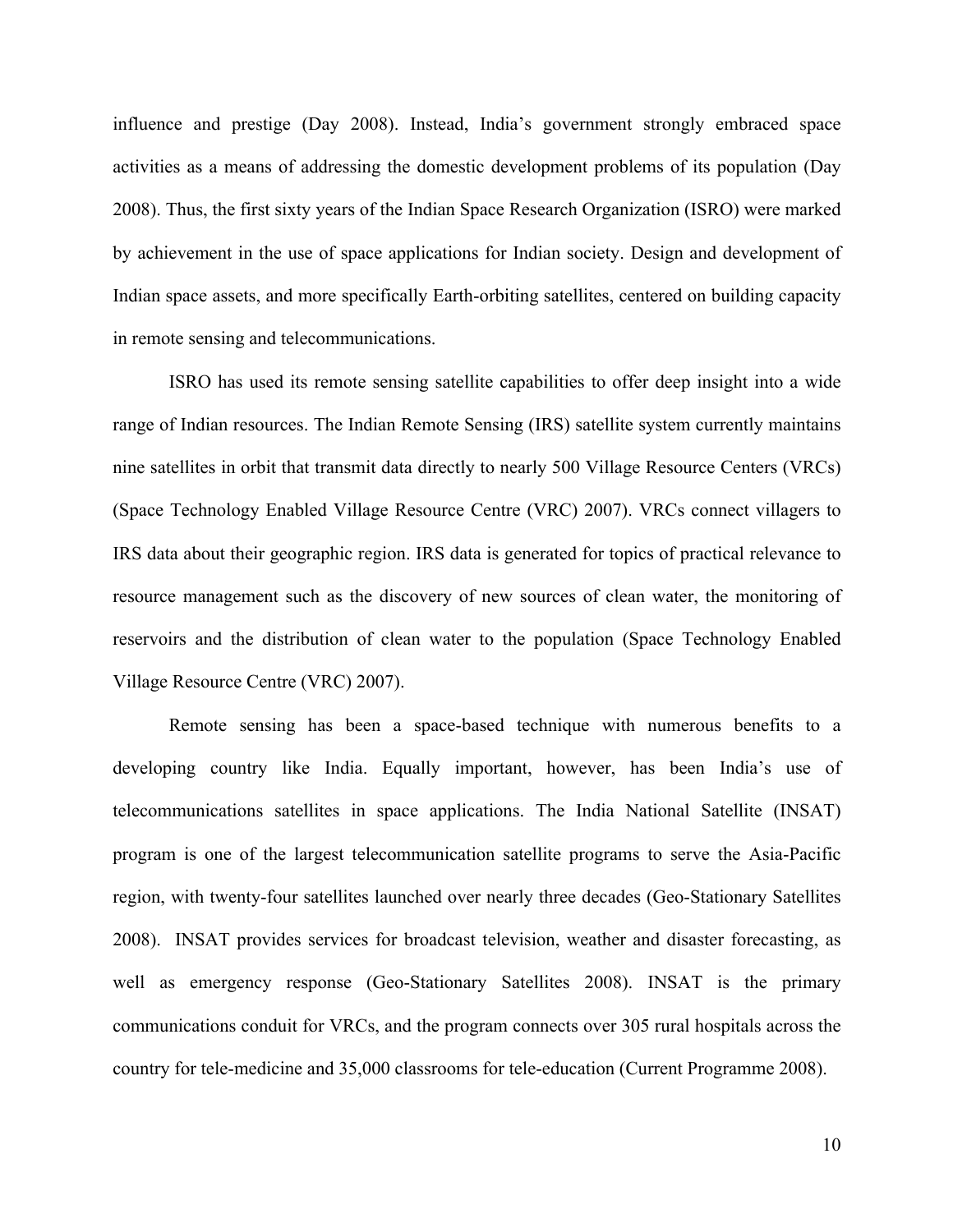influence and prestige (Day 2008). Instead, India's government strongly embraced space activities as a means of addressing the domestic development problems of its population (Day 2008). Thus, the first sixty years of the Indian Space Research Organization (ISRO) were marked by achievement in the use of space applications for Indian society. Design and development of Indian space assets, and more specifically Earth-orbiting satellites, centered on building capacity in remote sensing and telecommunications.

ISRO has used its remote sensing satellite capabilities to offer deep insight into a wide range of Indian resources. The Indian Remote Sensing (IRS) satellite system currently maintains nine satellites in orbit that transmit data directly to nearly 500 Village Resource Centers (VRCs) (Space Technology Enabled Village Resource Centre (VRC) 2007). VRCs connect villagers to IRS data about their geographic region. IRS data is generated for topics of practical relevance to resource management such as the discovery of new sources of clean water, the monitoring of reservoirs and the distribution of clean water to the population (Space Technology Enabled Village Resource Centre (VRC) 2007).

Remote sensing has been a space-based technique with numerous benefits to a developing country like India. Equally important, however, has been India's use of telecommunications satellites in space applications. The India National Satellite (INSAT) program is one of the largest telecommunication satellite programs to serve the Asia-Pacific region, with twenty-four satellites launched over nearly three decades (Geo-Stationary Satellites 2008). INSAT provides services for broadcast television, weather and disaster forecasting, as well as emergency response (Geo-Stationary Satellites 2008). INSAT is the primary communications conduit for VRCs, and the program connects over 305 rural hospitals across the country for tele-medicine and 35,000 classrooms for tele-education (Current Programme 2008).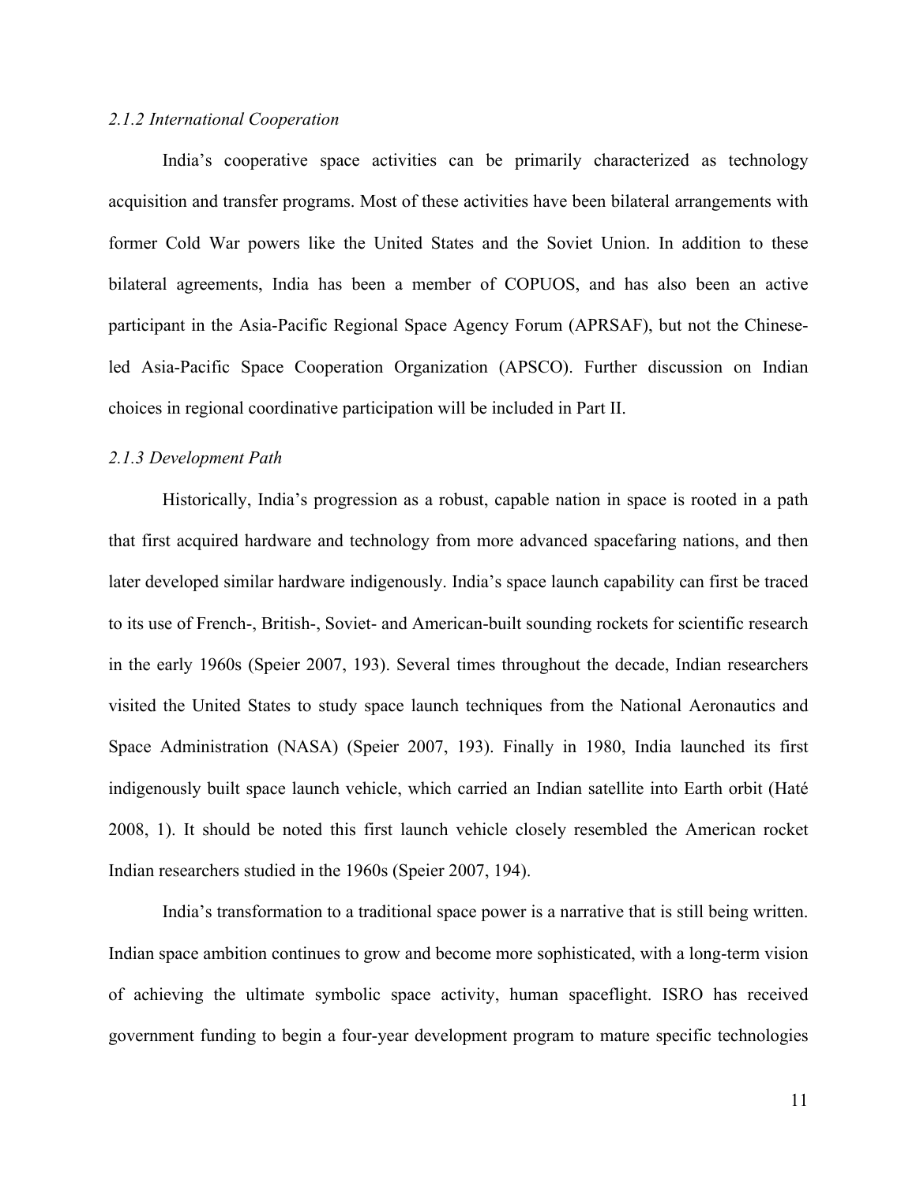*2.1.2 International Cooperation*

India's cooperative space activities can be primarily characterized as technology acquisition and transfer programs. Most of these activities have been bilateral arrangements with former Cold War powers like the United States and the Soviet Union. In addition to these bilateral agreements, India has been a member of COPUOS, and has also been an active participant in the Asia-Pacific Regional Space Agency Forum (APRSAF), but not the Chinese-led Asia-Pacific Space Cooperation Organization (APSCO). Further discussion on Indian choices in regional coordinative participation will be included in Part II.

*2.1.3 Development Path*

Historically, India's progression as a robust, capable nation in space is rooted in a path that first acquired hardware and technology from more advanced spacefaring nations, and then later developed similar hardware indigenously. India's space launch capability can first be traced to its use of French-, British-, Soviet- and American-built sounding rockets for scientific research in the early 1960s (Speier 2007, 193). Several times throughout the decade, Indian researchers visited the United States to study space launch techniques from the National Aeronautics and Space Administration (NASA) (Speier 2007, 193). Finally in 1980, India launched its first indigenously built space launch vehicle, which carried an Indian satellite into Earth orbit (Haté 2008, 1). It should be noted this first launch vehicle closely resembled the American rocket Indian researchers studied in the 1960s (Speier 2007, 194).

India's transformation to a traditional space power is a narrative that is still being written. Indian space ambition continues to grow and become more sophisticated, with a long-term vision of achieving the ultimate symbolic space activity, human spaceflight. ISRO has received government funding to begin a four-year development program to mature specific technologies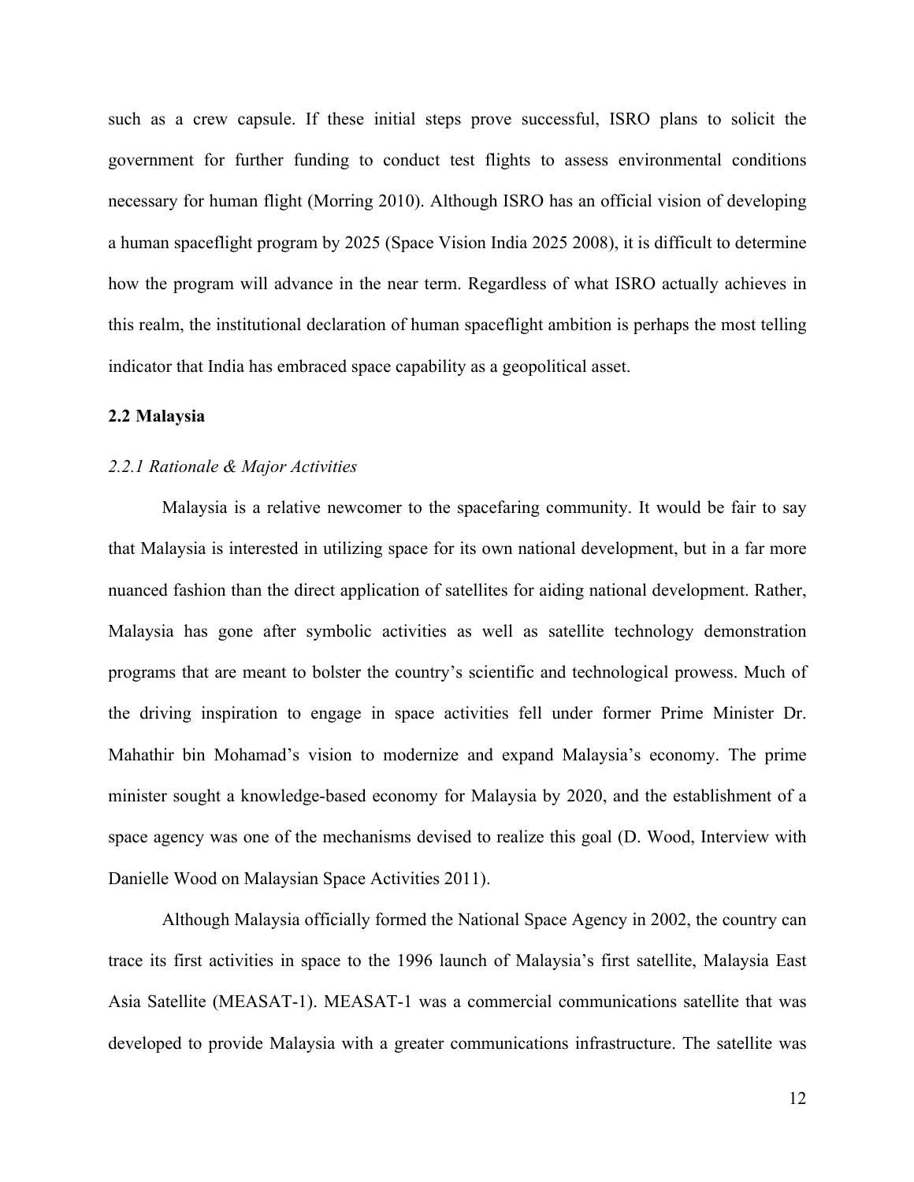such as a crew capsule. If these initial steps prove successful, ISRO plans to solicit the government for further funding to conduct test flights to assess environmental conditions necessary for human flight (Morring 2010). Although ISRO has an official vision of developing a human spaceflight program by 2025 (Space Vision India 2025 2008), it is difficult to determine how the program will advance in the near term. Regardless of what ISRO actually achieves in this realm, the institutional declaration of human spaceflight ambition is perhaps the most telling indicator that India has embraced space capability as a geopolitical asset.

## 2.2 Malaysia

### *2.2.1 Rationale & Major Activities*

Malaysia is a relative newcomer to the spacefaring community. It would be fair to say that Malaysia is interested in utilizing space for its own national development, but in a far more nuanced fashion than the direct application of satellites for aiding national development. Rather, Malaysia has gone after symbolic activities as well as satellite technology demonstration programs that are meant to bolster the country's scientific and technological prowess. Much of the driving inspiration to engage in space activities fell under former Prime Minister Dr. Mahathir bin Mohamad's vision to modernize and expand Malaysia's economy. The prime minister sought a knowledge-based economy for Malaysia by 2020, and the establishment of a space agency was one of the mechanisms devised to realize this goal (D. Wood, Interview with Danielle Wood on Malaysian Space Activities 2011).

Although Malaysia officially formed the National Space Agency in 2002, the country can trace its first activities in space to the 1996 launch of Malaysia's first satellite, Malaysia East Asia Satellite (MEASAT-1). MEASAT-1 was a commercial communications satellite that was developed to provide Malaysia with a greater communications infrastructure. The satellite was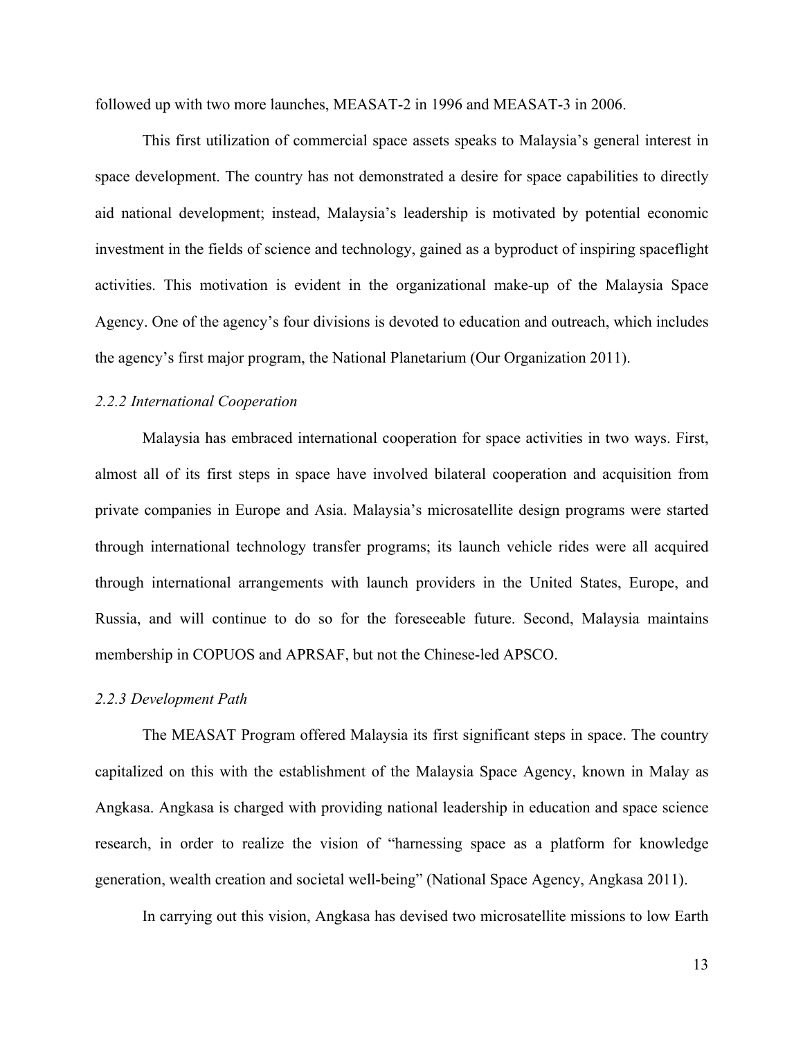followed up with two more launches, MEASAT-2 in 1996 and MEASAT-3 in 2006.

This first utilization of commercial space assets speaks to Malaysia's general interest in space development. The country has not demonstrated a desire for space capabilities to directly aid national development; instead, Malaysia's leadership is motivated by potential economic investment in the fields of science and technology, gained as a byproduct of inspiring spaceflight activities. This motivation is evident in the organizational make-up of the Malaysia Space Agency. One of the agency's four divisions is devoted to education and outreach, which includes the agency's first major program, the National Planetarium (Our Organization 2011).

### *2.2.2 International Cooperation*

Malaysia has embraced international cooperation for space activities in two ways. First, almost all of its first steps in space have involved bilateral cooperation and acquisition from private companies in Europe and Asia. Malaysia's microsatellite design programs were started through international technology transfer programs; its launch vehicle rides were all acquired through international arrangements with launch providers in the United States, Europe, and Russia, and will continue to do so for the foreseeable future. Second, Malaysia maintains membership in COPUOS and APRSAF, but not the Chinese-led APSCO.

### *2.2.3 Development Path*

The MEASAT Program offered Malaysia its first significant steps in space. The country capitalized on this with the establishment of the Malaysia Space Agency, known in Malay as Angkasa. Angkasa is charged with providing national leadership in education and space science research, in order to realize the vision of "harnessing space as a platform for knowledge generation, wealth creation and societal well-being" (National Space Agency, Angkasa 2011).

In carrying out this vision, Angkasa has devised two microsatellite missions to low Earth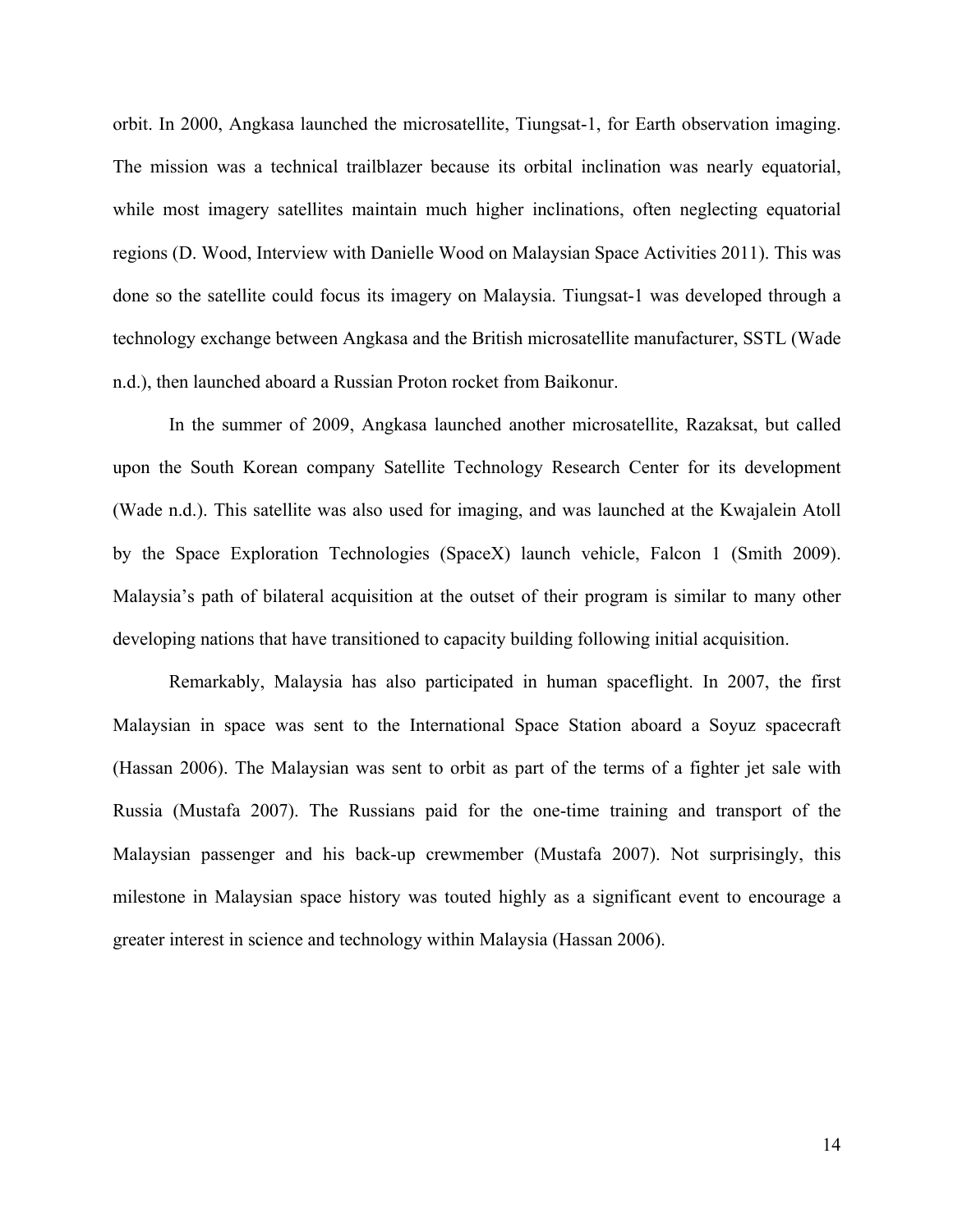orbit. In 2000, Angkasa launched the microsatellite, Tiungsat-1, for Earth observation imaging. The mission was a technical trailblazer because its orbital inclination was nearly equatorial, while most imagery satellites maintain much higher inclinations, often neglecting equatorial regions (D. Wood, Interview with Danielle Wood on Malaysian Space Activities 2011). This was done so the satellite could focus its imagery on Malaysia. Tiungsat-1 was developed through a technology exchange between Angkasa and the British microsatellite manufacturer, SSTL (Wade n.d.), then launched aboard a Russian Proton rocket from Baikonur.

In the summer of 2009, Angkasa launched another microsatellite, Razaksat, but called upon the South Korean company Satellite Technology Research Center for its development (Wade n.d.). This satellite was also used for imaging, and was launched at the Kwajalein Atoll by the Space Exploration Technologies (SpaceX) launch vehicle, Falcon 1 (Smith 2009). Malaysia's path of bilateral acquisition at the outset of their program is similar to many other developing nations that have transitioned to capacity building following initial acquisition.

Remarkably, Malaysia has also participated in human spaceflight. In 2007, the first Malaysian in space was sent to the International Space Station aboard a Soyuz spacecraft (Hassan 2006). The Malaysian was sent to orbit as part of the terms of a fighter jet sale with Russia (Mustafa 2007). The Russians paid for the one-time training and transport of the Malaysian passenger and his back-up crewmember (Mustafa 2007). Not surprisingly, this milestone in Malaysian space history was touted highly as a significant event to encourage a greater interest in science and technology within Malaysia (Hassan 2006).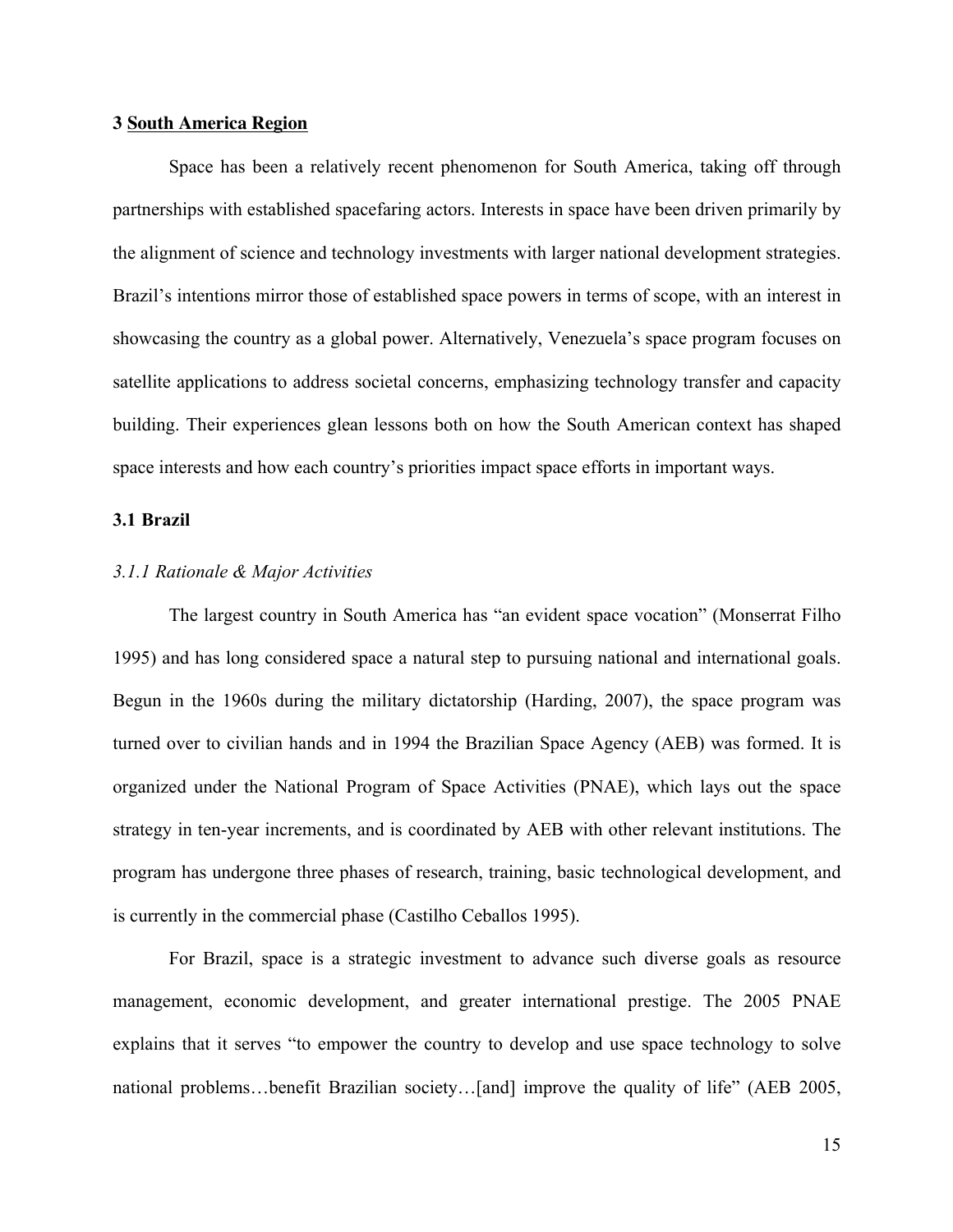## 3 <u>South America Region</u>

Space has been a relatively recent phenomenon for South America, taking off through partnerships with established spacefaring actors. Interests in space have been driven primarily by the alignment of science and technology investments with larger national development strategies. Brazil's intentions mirror those of established space powers in terms of scope, with an interest in showcasing the country as a global power. Alternatively, Venezuela's space program focuses on satellite applications to address societal concerns, emphasizing technology transfer and capacity building. Their experiences glean lessons both on how the South American context has shaped space interests and how each country's priorities impact space efforts in important ways.

### 3.1 Brazil

#### *3.1.1 Rationale & Major Activities*

The largest country in South America has "an evident space vocation" (Monserrat Filho 1995) and has long considered space a natural step to pursuing national and international goals. Begun in the 1960s during the military dictatorship (Harding, 2007), the space program was turned over to civilian hands and in 1994 the Brazilian Space Agency (AEB) was formed. It is organized under the National Program of Space Activities (PNAE), which lays out the space strategy in ten-year increments, and is coordinated by AEB with other relevant institutions. The program has undergone three phases of research, training, basic technological development, and is currently in the commercial phase (Castilho Ceballos 1995).

For Brazil, space is a strategic investment to advance such diverse goals as resource management, economic development, and greater international prestige. The 2005 PNAE explains that it serves "to empower the country to develop and use space technology to solve national problems…benefit Brazilian society…[and] improve the quality of life" (AEB 2005,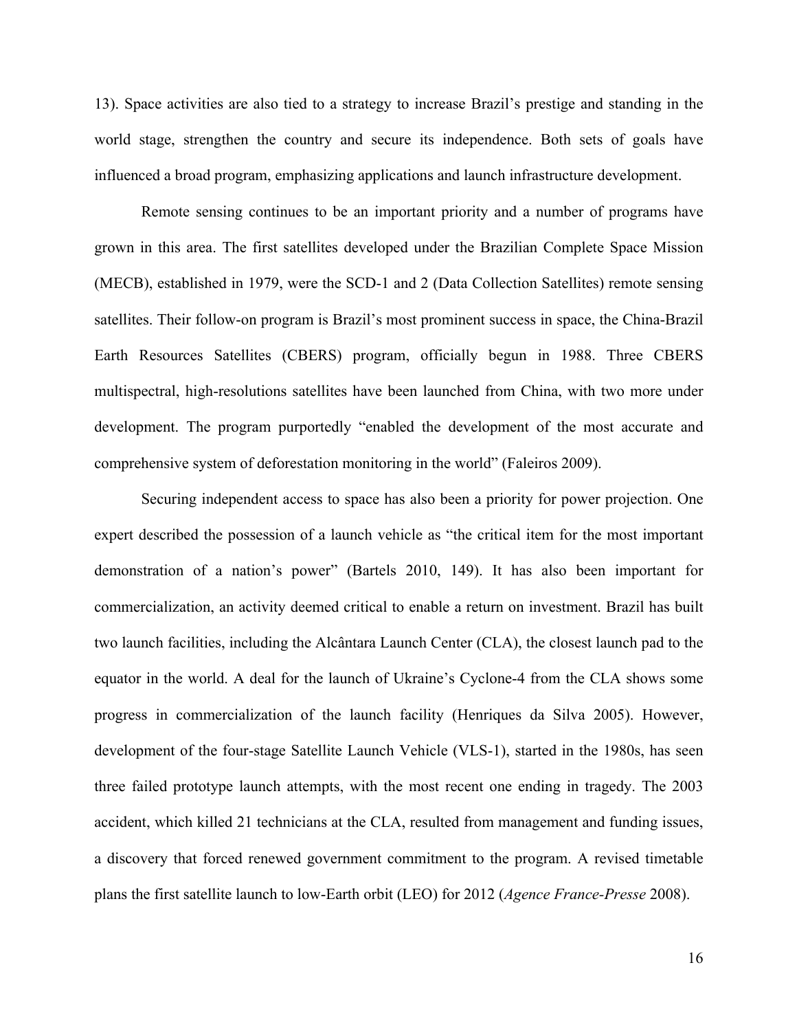13). Space activities are also tied to a strategy to increase Brazil's prestige and standing in the world stage, strengthen the country and secure its independence. Both sets of goals have influenced a broad program, emphasizing applications and launch infrastructure development.

Remote sensing continues to be an important priority and a number of programs have grown in this area. The first satellites developed under the Brazilian Complete Space Mission (MECB), established in 1979, were the SCD-1 and 2 (Data Collection Satellites) remote sensing satellites. Their follow-on program is Brazil's most prominent success in space, the China-Brazil Earth Resources Satellites (CBERS) program, officially begun in 1988. Three CBERS multispectral, high-resolutions satellites have been launched from China, with two more under development. The program purportedly "enabled the development of the most accurate and comprehensive system of deforestation monitoring in the world" (Faleiros 2009).

Securing independent access to space has also been a priority for power projection. One expert described the possession of a launch vehicle as "the critical item for the most important demonstration of a nation's power" (Bartels 2010, 149). It has also been important for commercialization, an activity deemed critical to enable a return on investment. Brazil has built two launch facilities, including the Alcântara Launch Center (CLA), the closest launch pad to the equator in the world. A deal for the launch of Ukraine's Cyclone-4 from the CLA shows some progress in commercialization of the launch facility (Henriques da Silva 2005). However, development of the four-stage Satellite Launch Vehicle (VLS-1), started in the 1980s, has seen three failed prototype launch attempts, with the most recent one ending in tragedy. The 2003 accident, which killed 21 technicians at the CLA, resulted from management and funding issues, a discovery that forced renewed government commitment to the program. A revised timetable plans the first satellite launch to low-Earth orbit (LEO) for 2012 (*Agence France-Presse* 2008).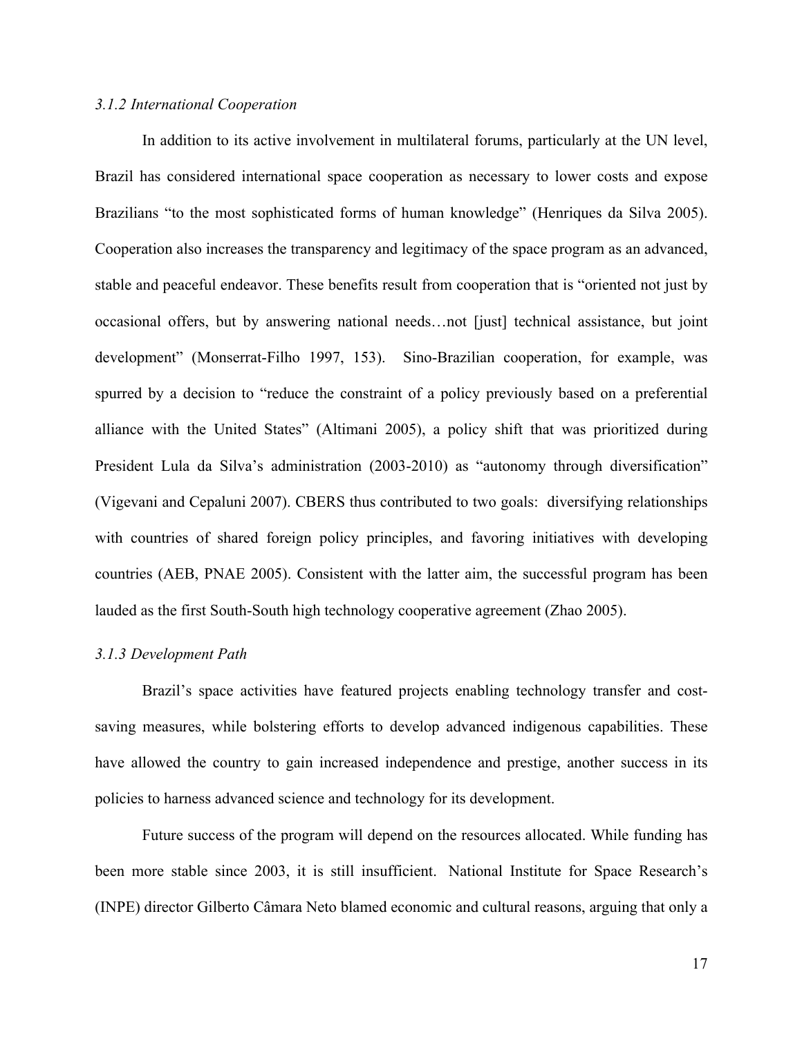*3.1.2 International Cooperation*

In addition to its active involvement in multilateral forums, particularly at the UN level, Brazil has considered international space cooperation as necessary to lower costs and expose Brazilians "to the most sophisticated forms of human knowledge" (Henriques da Silva 2005). Cooperation also increases the transparency and legitimacy of the space program as an advanced, stable and peaceful endeavor. These benefits result from cooperation that is "oriented not just by occasional offers, but by answering national needs…not [just] technical assistance, but joint development" (Monserrat-Filho 1997, 153). Sino-Brazilian cooperation, for example, was spurred by a decision to "reduce the constraint of a policy previously based on a preferential alliance with the United States" (Altimani 2005), a policy shift that was prioritized during President Lula da Silva's administration (2003-2010) as "autonomy through diversification" (Vigevani and Cepaluni 2007). CBERS thus contributed to two goals: diversifying relationships with countries of shared foreign policy principles, and favoring initiatives with developing countries (AEB, PNAE 2005). Consistent with the latter aim, the successful program has been lauded as the first South-South high technology cooperative agreement (Zhao 2005).

*3.1.3 Development Path*

Brazil's space activities have featured projects enabling technology transfer and cost-saving measures, while bolstering efforts to develop advanced indigenous capabilities. These have allowed the country to gain increased independence and prestige, another success in its policies to harness advanced science and technology for its development.

Future success of the program will depend on the resources allocated. While funding has been more stable since 2003, it is still insufficient. National Institute for Space Research's (INPE) director Gilberto Câmara Neto blamed economic and cultural reasons, arguing that only a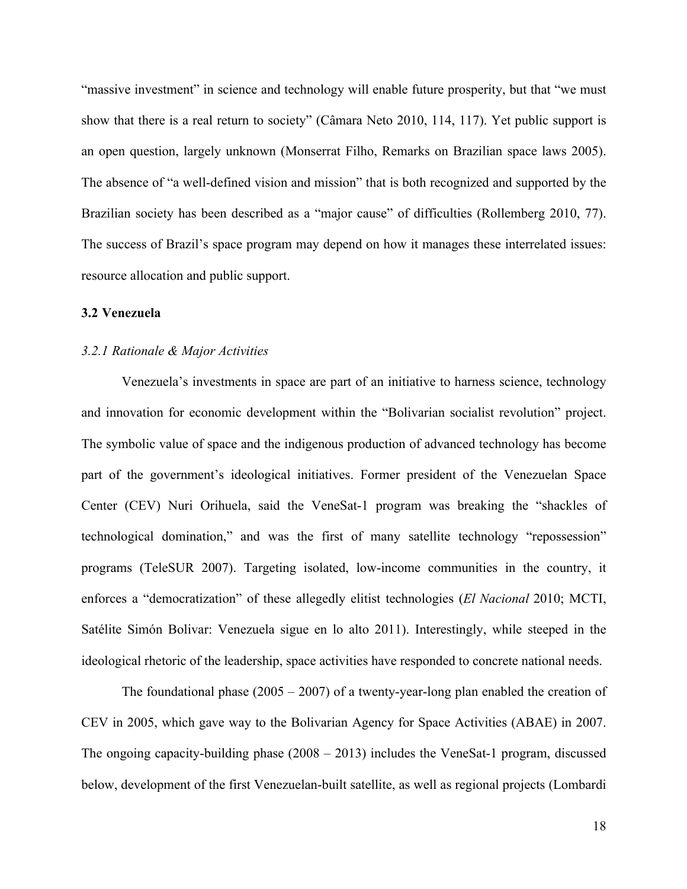"massive investment" in science and technology will enable future prosperity, but that "we must show that there is a real return to society" (Câmara Neto 2010, 114, 117). Yet public support is an open question, largely unknown (Monserrat Filho, Remarks on Brazilian space laws 2005). The absence of "a well-defined vision and mission" that is both recognized and supported by the Brazilian society has been described as a "major cause" of difficulties (Rollemberg 2010, 77). The success of Brazil's space program may depend on how it manages these interrelated issues: resource allocation and public support.

### 3.2 Venezuela

#### *3.2.1 Rationale & Major Activities*

Venezuela's investments in space are part of an initiative to harness science, technology and innovation for economic development within the "Bolivarian socialist revolution" project. The symbolic value of space and the indigenous production of advanced technology has become part of the government's ideological initiatives. Former president of the Venezuelan Space Center (CEV) Nuri Orihuela, said the VeneSat-1 program was breaking the "shackles of technological domination," and was the first of many satellite technology "repossession" programs (TeleSUR 2007). Targeting isolated, low-income communities in the country, it enforces a "democratization" of these allegedly elitist technologies (*El Nacional* 2010; MCTI, Satélite Simón Bolivar: Venezuela sigue en lo alto 2011). Interestingly, while steeped in the ideological rhetoric of the leadership, space activities have responded to concrete national needs.

The foundational phase (2005 – 2007) of a twenty-year-long plan enabled the creation of CEV in 2005, which gave way to the Bolivarian Agency for Space Activities (ABAE) in 2007. The ongoing capacity-building phase (2008 – 2013) includes the VeneSat-1 program, discussed below, development of the first Venezuelan-built satellite, as well as regional projects (Lombardi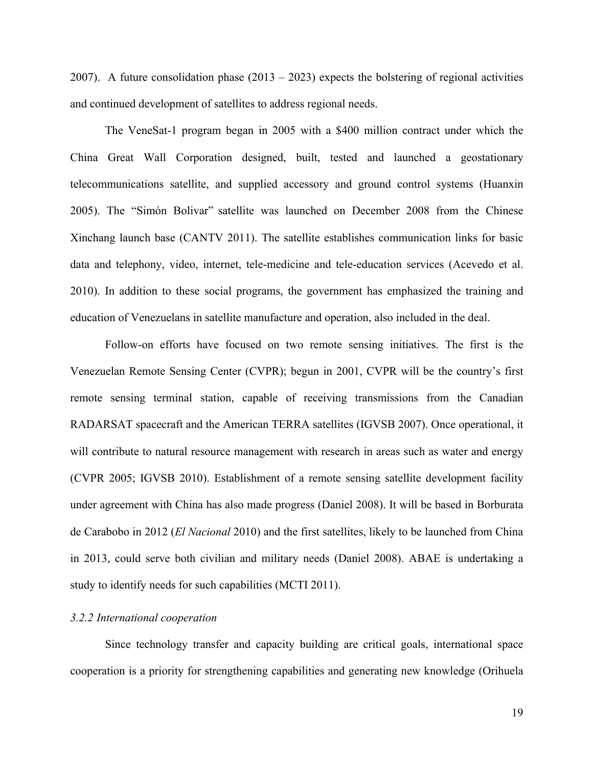2007). A future consolidation phase (2013 – 2023) expects the bolstering of regional activities and continued development of satellites to address regional needs.

The VeneSat-1 program began in 2005 with a $400 million contract under which the China Great Wall Corporation designed, built, tested and launched a geostationary telecommunications satellite, and supplied accessory and ground control systems (Huanxin 2005). The "Simón Bolivar" satellite was launched on December 2008 from the Chinese Xinchang launch base (CANTV 2011). The satellite establishes communication links for basic data and telephony, video, internet, tele-medicine and tele-education services (Acevedo et al. 2010). In addition to these social programs, the government has emphasized the training and education of Venezuelans in satellite manufacture and operation, also included in the deal.

Follow-on efforts have focused on two remote sensing initiatives. The first is the Venezuelan Remote Sensing Center (CVPR); begun in 2001, CVPR will be the country's first remote sensing terminal station, capable of receiving transmissions from the Canadian RADARSAT spacecraft and the American TERRA satellites (IGVSB 2007). Once operational, it will contribute to natural resource management with research in areas such as water and energy (CVPR 2005; IGVSB 2010). Establishment of a remote sensing satellite development facility under agreement with China has also made progress (Daniel 2008). It will be based in Borburata de Carabobo in 2012 (*El Nacional* 2010) and the first satellites, likely to be launched from China in 2013, could serve both civilian and military needs (Daniel 2008). ABAE is undertaking a study to identify needs for such capabilities (MCTI 2011).

### *3.2.2 International cooperation*

Since technology transfer and capacity building are critical goals, international space cooperation is a priority for strengthening capabilities and generating new knowledge (Orihuela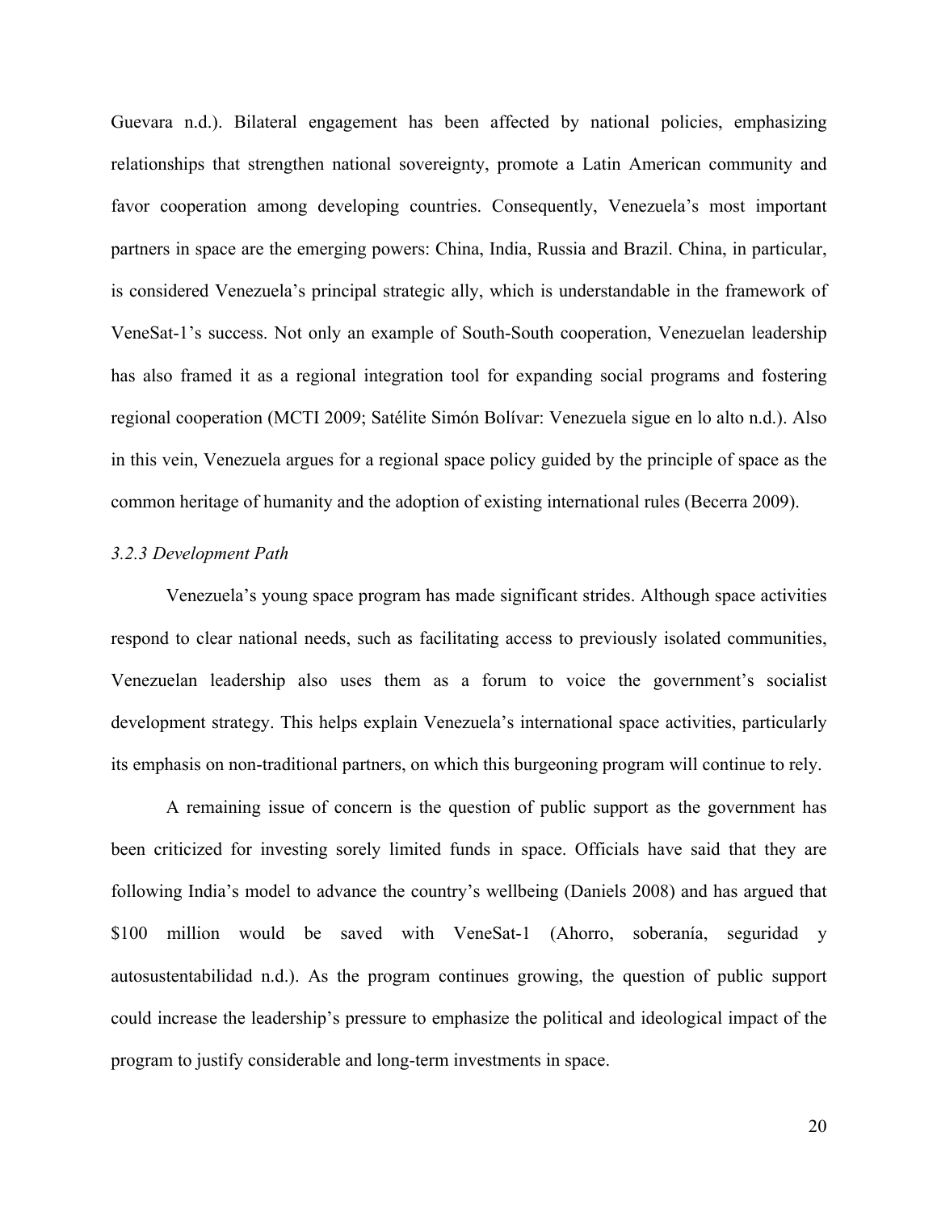Guevara n.d.). Bilateral engagement has been affected by national policies, emphasizing relationships that strengthen national sovereignty, promote a Latin American community and favor cooperation among developing countries. Consequently, Venezuela's most important partners in space are the emerging powers: China, India, Russia and Brazil. China, in particular, is considered Venezuela's principal strategic ally, which is understandable in the framework of VeneSat-1's success. Not only an example of South-South cooperation, Venezuelan leadership has also framed it as a regional integration tool for expanding social programs and fostering regional cooperation (MCTI 2009; Satélite Simón Bolívar: Venezuela sigue en lo alto n.d.). Also in this vein, Venezuela argues for a regional space policy guided by the principle of space as the common heritage of humanity and the adoption of existing international rules (Becerra 2009).

#### *3.2.3 Development Path*

Venezuela's young space program has made significant strides. Although space activities respond to clear national needs, such as facilitating access to previously isolated communities, Venezuelan leadership also uses them as a forum to voice the government's socialist development strategy. This helps explain Venezuela's international space activities, particularly its emphasis on non-traditional partners, on which this burgeoning program will continue to rely.

A remaining issue of concern is the question of public support as the government has been criticized for investing sorely limited funds in space. Officials have said that they are following India's model to advance the country's wellbeing (Daniels 2008) and has argued that $100 million would be saved with VeneSat-1 (Ahorro, soberanía, seguridad y autosustentabilidad n.d.). As the program continues growing, the question of public support could increase the leadership's pressure to emphasize the political and ideological impact of the program to justify considerable and long-term investments in space.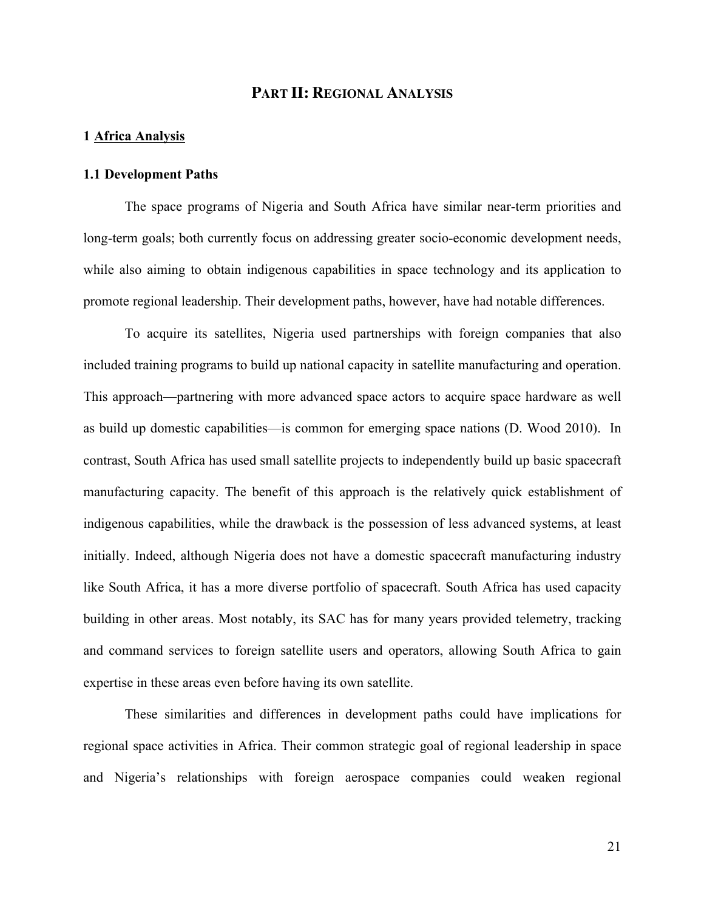# PART II: REGIONAL ANALYSIS

## 1 Africa Analysis

### 1.1 Development Paths

The space programs of Nigeria and South Africa have similar near-term priorities and long-term goals; both currently focus on addressing greater socio-economic development needs, while also aiming to obtain indigenous capabilities in space technology and its application to promote regional leadership. Their development paths, however, have had notable differences.

To acquire its satellites, Nigeria used partnerships with foreign companies that also included training programs to build up national capacity in satellite manufacturing and operation. This approach—partnering with more advanced space actors to acquire space hardware as well as build up domestic capabilities—is common for emerging space nations (D. Wood 2010). In contrast, South Africa has used small satellite projects to independently build up basic spacecraft manufacturing capacity. The benefit of this approach is the relatively quick establishment of indigenous capabilities, while the drawback is the possession of less advanced systems, at least initially. Indeed, although Nigeria does not have a domestic spacecraft manufacturing industry like South Africa, it has a more diverse portfolio of spacecraft. South Africa has used capacity building in other areas. Most notably, its SAC has for many years provided telemetry, tracking and command services to foreign satellite users and operators, allowing South Africa to gain expertise in these areas even before having its own satellite.

These similarities and differences in development paths could have implications for regional space activities in Africa. Their common strategic goal of regional leadership in space and Nigeria's relationships with foreign aerospace companies could weaken regional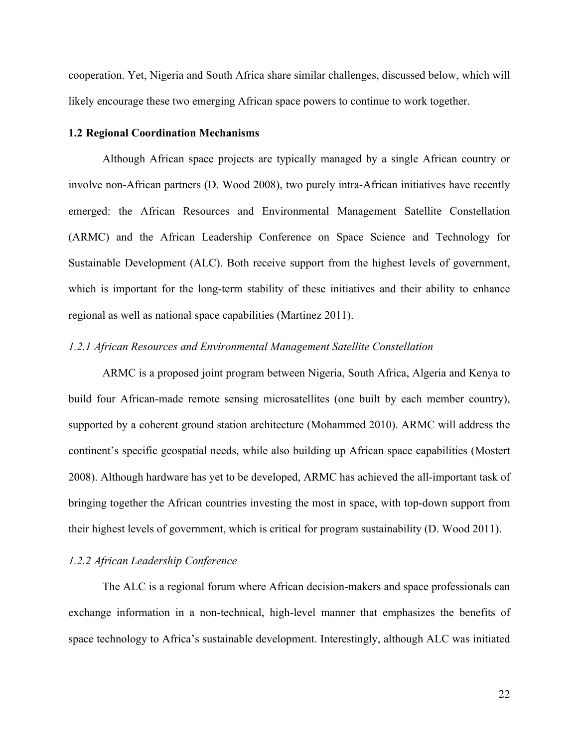cooperation. Yet, Nigeria and South Africa share similar challenges, discussed below, which will likely encourage these two emerging African space powers to continue to work together.

### 1.2 Regional Coordination Mechanisms

Although African space projects are typically managed by a single African country or involve non-African partners (D. Wood 2008), two purely intra-African initiatives have recently emerged: the African Resources and Environmental Management Satellite Constellation (ARMC) and the African Leadership Conference on Space Science and Technology for Sustainable Development (ALC). Both receive support from the highest levels of government, which is important for the long-term stability of these initiatives and their ability to enhance regional as well as national space capabilities (Martinez 2011).

#### *1.2.1 African Resources and Environmental Management Satellite Constellation*

ARMC is a proposed joint program between Nigeria, South Africa, Algeria and Kenya to build four African-made remote sensing microsatellites (one built by each member country), supported by a coherent ground station architecture (Mohammed 2010). ARMC will address the continent's specific geospatial needs, while also building up African space capabilities (Mostert 2008). Although hardware has yet to be developed, ARMC has achieved the all-important task of bringing together the African countries investing the most in space, with top-down support from their highest levels of government, which is critical for program sustainability (D. Wood 2011).

#### *1.2.2 African Leadership Conference*

The ALC is a regional forum where African decision-makers and space professionals can exchange information in a non-technical, high-level manner that emphasizes the benefits of space technology to Africa's sustainable development. Interestingly, although ALC was initiated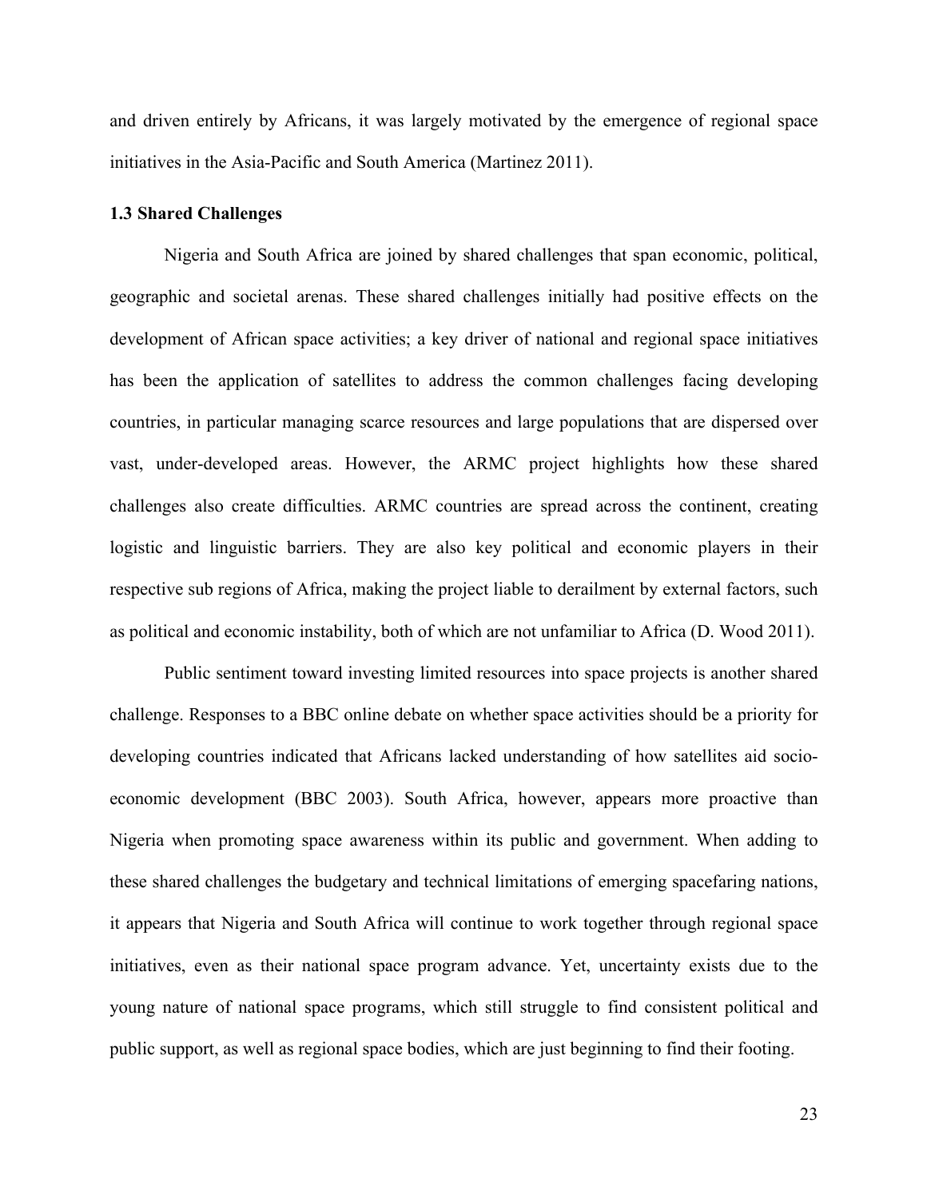and driven entirely by Africans, it was largely motivated by the emergence of regional space initiatives in the Asia-Pacific and South America (Martinez 2011).

### 1.3 Shared Challenges

Nigeria and South Africa are joined by shared challenges that span economic, political, geographic and societal arenas. These shared challenges initially had positive effects on the development of African space activities; a key driver of national and regional space initiatives has been the application of satellites to address the common challenges facing developing countries, in particular managing scarce resources and large populations that are dispersed over vast, under-developed areas. However, the ARMC project highlights how these shared challenges also create difficulties. ARMC countries are spread across the continent, creating logistic and linguistic barriers. They are also key political and economic players in their respective sub regions of Africa, making the project liable to derailment by external factors, such as political and economic instability, both of which are not unfamiliar to Africa (D. Wood 2011).

Public sentiment toward investing limited resources into space projects is another shared challenge. Responses to a BBC online debate on whether space activities should be a priority for developing countries indicated that Africans lacked understanding of how satellites aid socio-economic development (BBC 2003). South Africa, however, appears more proactive than Nigeria when promoting space awareness within its public and government. When adding to these shared challenges the budgetary and technical limitations of emerging spacefaring nations, it appears that Nigeria and South Africa will continue to work together through regional space initiatives, even as their national space program advance. Yet, uncertainty exists due to the young nature of national space programs, which still struggle to find consistent political and public support, as well as regional space bodies, which are just beginning to find their footing.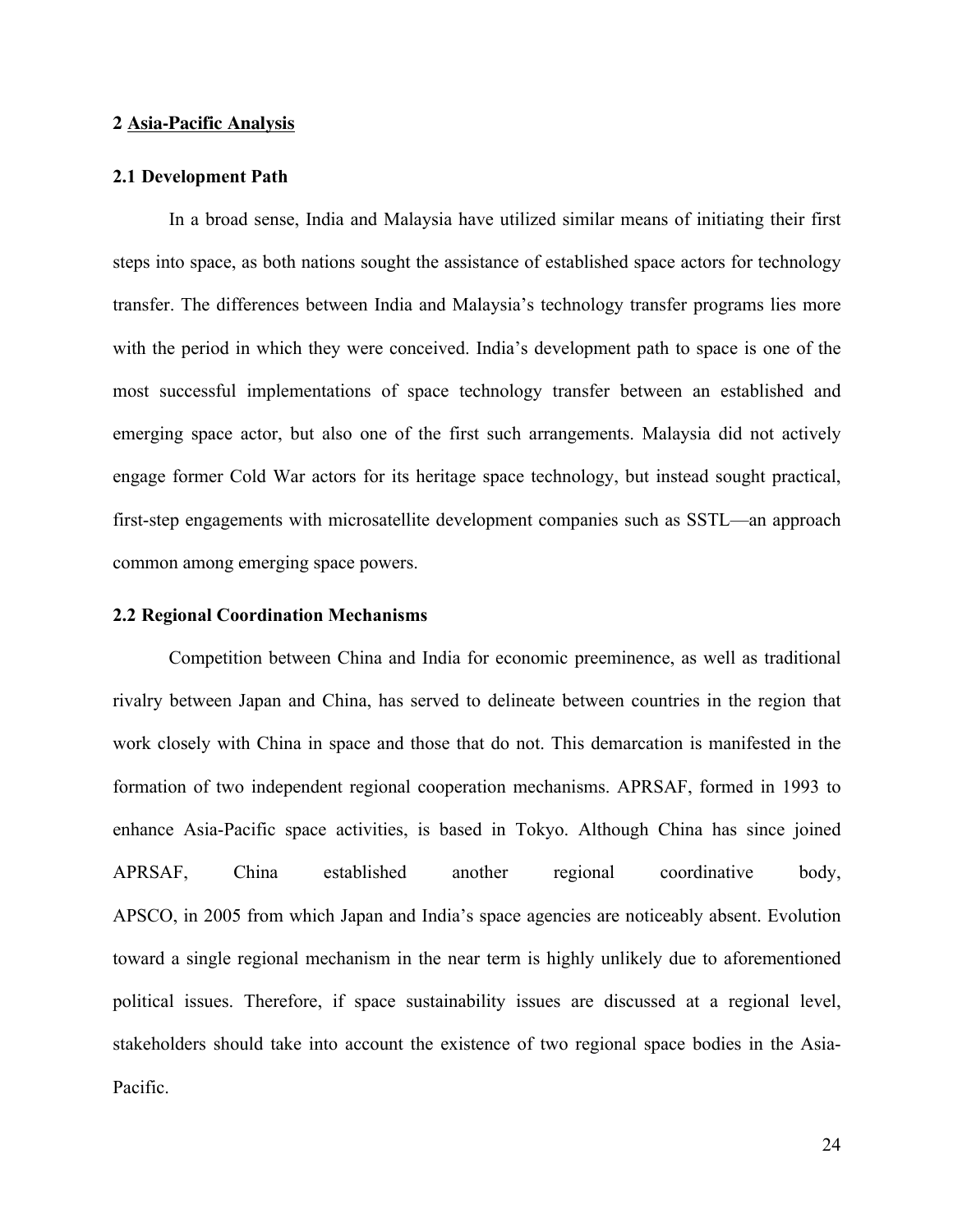## 2 Asia-Pacific Analysis

### 2.1 Development Path

In a broad sense, India and Malaysia have utilized similar means of initiating their first steps into space, as both nations sought the assistance of established space actors for technology transfer. The differences between India and Malaysia's technology transfer programs lies more with the period in which they were conceived. India's development path to space is one of the most successful implementations of space technology transfer between an established and emerging space actor, but also one of the first such arrangements. Malaysia did not actively engage former Cold War actors for its heritage space technology, but instead sought practical, first-step engagements with microsatellite development companies such as SSTL—an approach common among emerging space powers.

### 2.2 Regional Coordination Mechanisms

Competition between China and India for economic preeminence, as well as traditional rivalry between Japan and China, has served to delineate between countries in the region that work closely with China in space and those that do not. This demarcation is manifested in the formation of two independent regional cooperation mechanisms. APRSAF, formed in 1993 to enhance Asia-Pacific space activities, is based in Tokyo. Although China has since joined APRSAF, China established another regional coordinative body, APSCO, in 2005 from which Japan and India's space agencies are noticeably absent. Evolution toward a single regional mechanism in the near term is highly unlikely due to aforementioned political issues. Therefore, if space sustainability issues are discussed at a regional level, stakeholders should take into account the existence of two regional space bodies in the Asia-Pacific.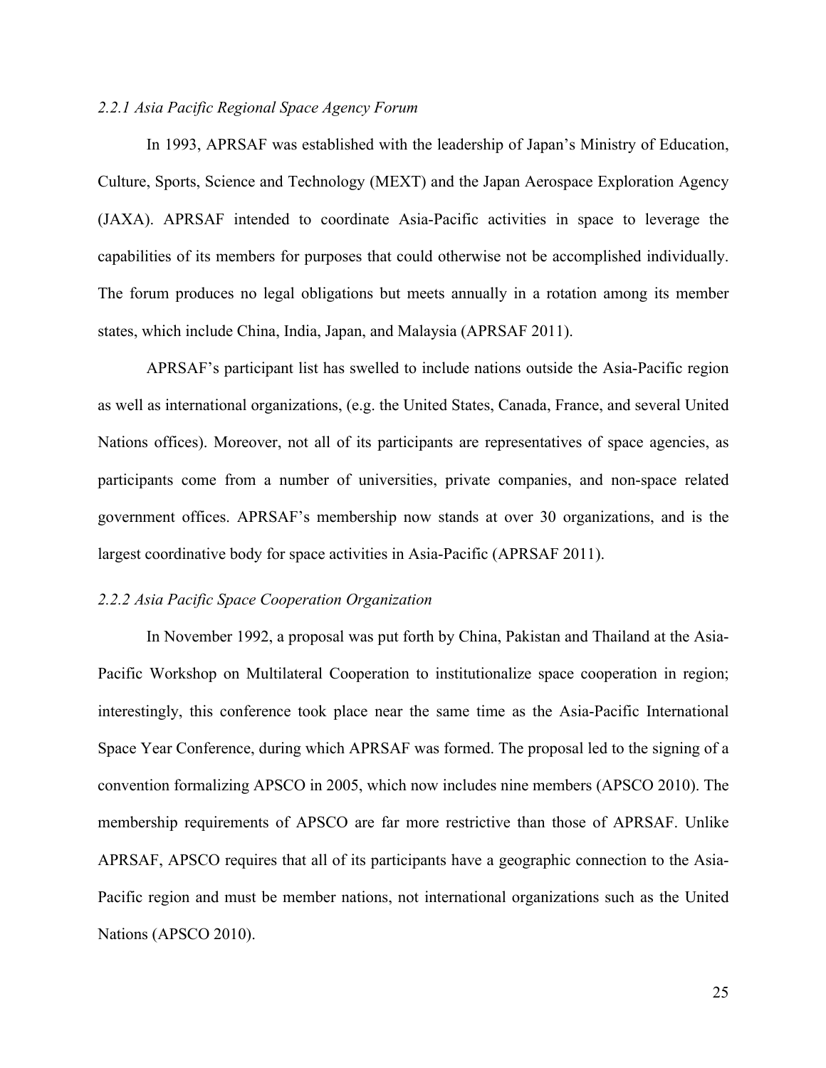### *2.2.1 Asia Pacific Regional Space Agency Forum*

In 1993, APRSAF was established with the leadership of Japan's Ministry of Education, Culture, Sports, Science and Technology (MEXT) and the Japan Aerospace Exploration Agency (JAXA). APRSAF intended to coordinate Asia-Pacific activities in space to leverage the capabilities of its members for purposes that could otherwise not be accomplished individually. The forum produces no legal obligations but meets annually in a rotation among its member states, which include China, India, Japan, and Malaysia (APRSAF 2011).

APRSAF's participant list has swelled to include nations outside the Asia-Pacific region as well as international organizations, (e.g. the United States, Canada, France, and several United Nations offices). Moreover, not all of its participants are representatives of space agencies, as participants come from a number of universities, private companies, and non-space related government offices. APRSAF's membership now stands at over 30 organizations, and is the largest coordinative body for space activities in Asia-Pacific (APRSAF 2011).

### *2.2.2 Asia Pacific Space Cooperation Organization*

In November 1992, a proposal was put forth by China, Pakistan and Thailand at the Asia-Pacific Workshop on Multilateral Cooperation to institutionalize space cooperation in region; interestingly, this conference took place near the same time as the Asia-Pacific International Space Year Conference, during which APRSAF was formed. The proposal led to the signing of a convention formalizing APSCO in 2005, which now includes nine members (APSCO 2010). The membership requirements of APSCO are far more restrictive than those of APRSAF. Unlike APRSAF, APSCO requires that all of its participants have a geographic connection to the Asia-Pacific region and must be member nations, not international organizations such as the United Nations (APSCO 2010).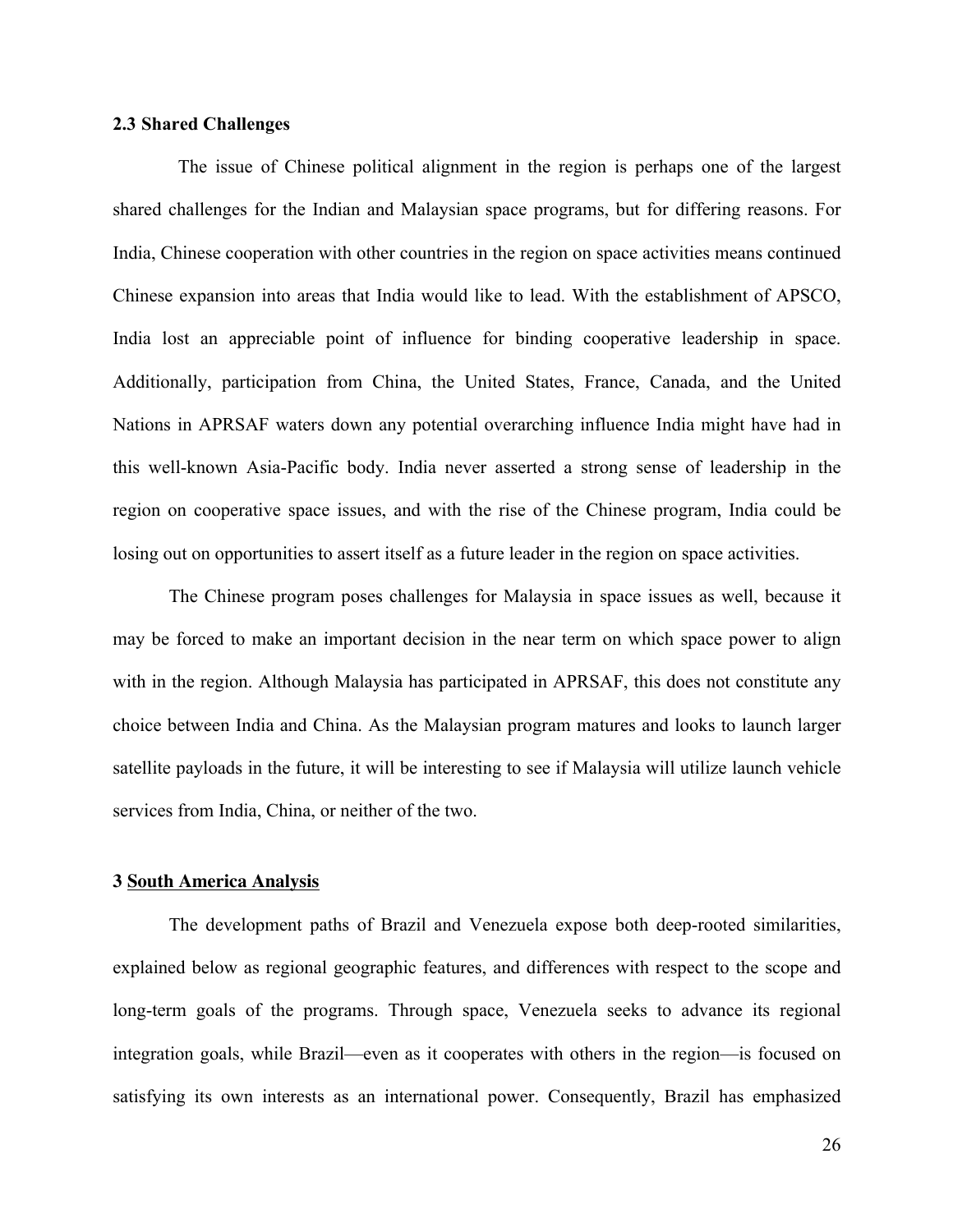### 2.3 Shared Challenges

The issue of Chinese political alignment in the region is perhaps one of the largest shared challenges for the Indian and Malaysian space programs, but for differing reasons. For India, Chinese cooperation with other countries in the region on space activities means continued Chinese expansion into areas that India would like to lead. With the establishment of APSCO, India lost an appreciable point of influence for binding cooperative leadership in space. Additionally, participation from China, the United States, France, Canada, and the United Nations in APRSAF waters down any potential overarching influence India might have had in this well-known Asia-Pacific body. India never asserted a strong sense of leadership in the region on cooperative space issues, and with the rise of the Chinese program, India could be losing out on opportunities to assert itself as a future leader in the region on space activities.

The Chinese program poses challenges for Malaysia in space issues as well, because it may be forced to make an important decision in the near term on which space power to align with in the region. Although Malaysia has participated in APRSAF, this does not constitute any choice between India and China. As the Malaysian program matures and looks to launch larger satellite payloads in the future, it will be interesting to see if Malaysia will utilize launch vehicle services from India, China, or neither of the two.

## 3 South America Analysis

The development paths of Brazil and Venezuela expose both deep-rooted similarities, explained below as regional geographic features, and differences with respect to the scope and long-term goals of the programs. Through space, Venezuela seeks to advance its regional integration goals, while Brazil—even as it cooperates with others in the region—is focused on satisfying its own interests as an international power. Consequently, Brazil has emphasized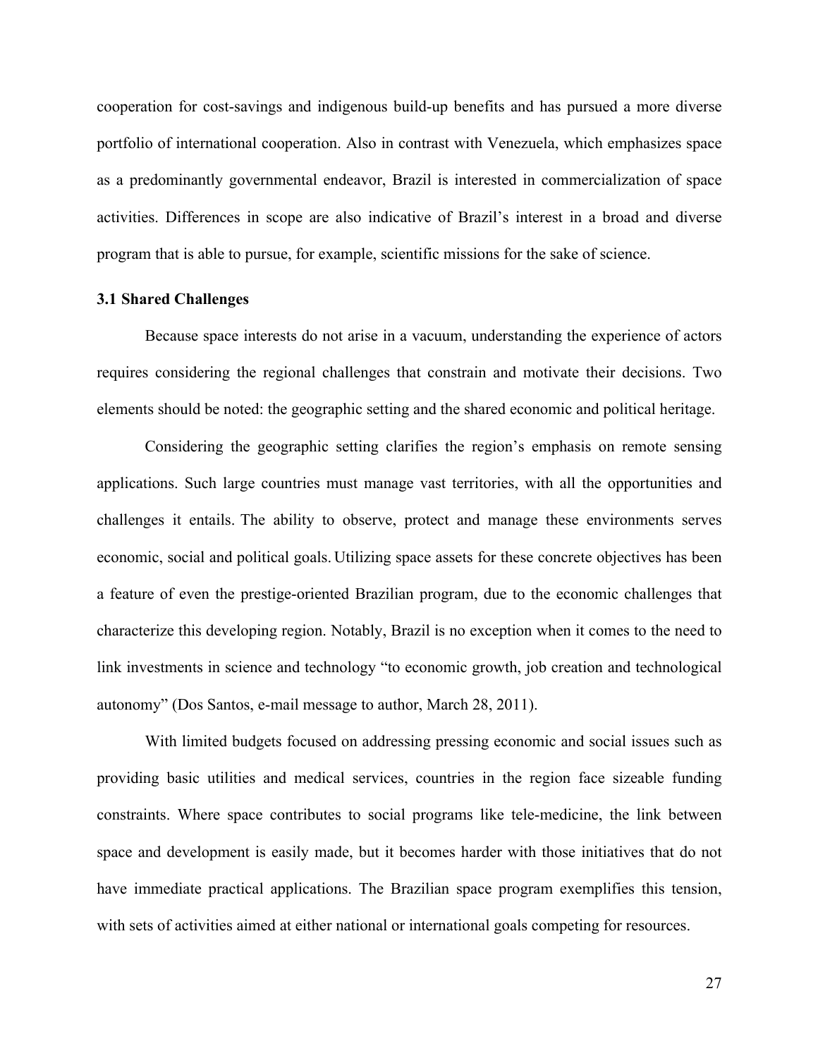cooperation for cost-savings and indigenous build-up benefits and has pursued a more diverse portfolio of international cooperation. Also in contrast with Venezuela, which emphasizes space as a predominantly governmental endeavor, Brazil is interested in commercialization of space activities. Differences in scope are also indicative of Brazil's interest in a broad and diverse program that is able to pursue, for example, scientific missions for the sake of science.

### 3.1 Shared Challenges

Because space interests do not arise in a vacuum, understanding the experience of actors requires considering the regional challenges that constrain and motivate their decisions. Two elements should be noted: the geographic setting and the shared economic and political heritage.

Considering the geographic setting clarifies the region's emphasis on remote sensing applications. Such large countries must manage vast territories, with all the opportunities and challenges it entails. The ability to observe, protect and manage these environments serves economic, social and political goals. Utilizing space assets for these concrete objectives has been a feature of even the prestige-oriented Brazilian program, due to the economic challenges that characterize this developing region. Notably, Brazil is no exception when it comes to the need to link investments in science and technology "to economic growth, job creation and technological autonomy" (Dos Santos, e-mail message to author, March 28, 2011).

With limited budgets focused on addressing pressing economic and social issues such as providing basic utilities and medical services, countries in the region face sizeable funding constraints. Where space contributes to social programs like tele-medicine, the link between space and development is easily made, but it becomes harder with those initiatives that do not have immediate practical applications. The Brazilian space program exemplifies this tension, with sets of activities aimed at either national or international goals competing for resources.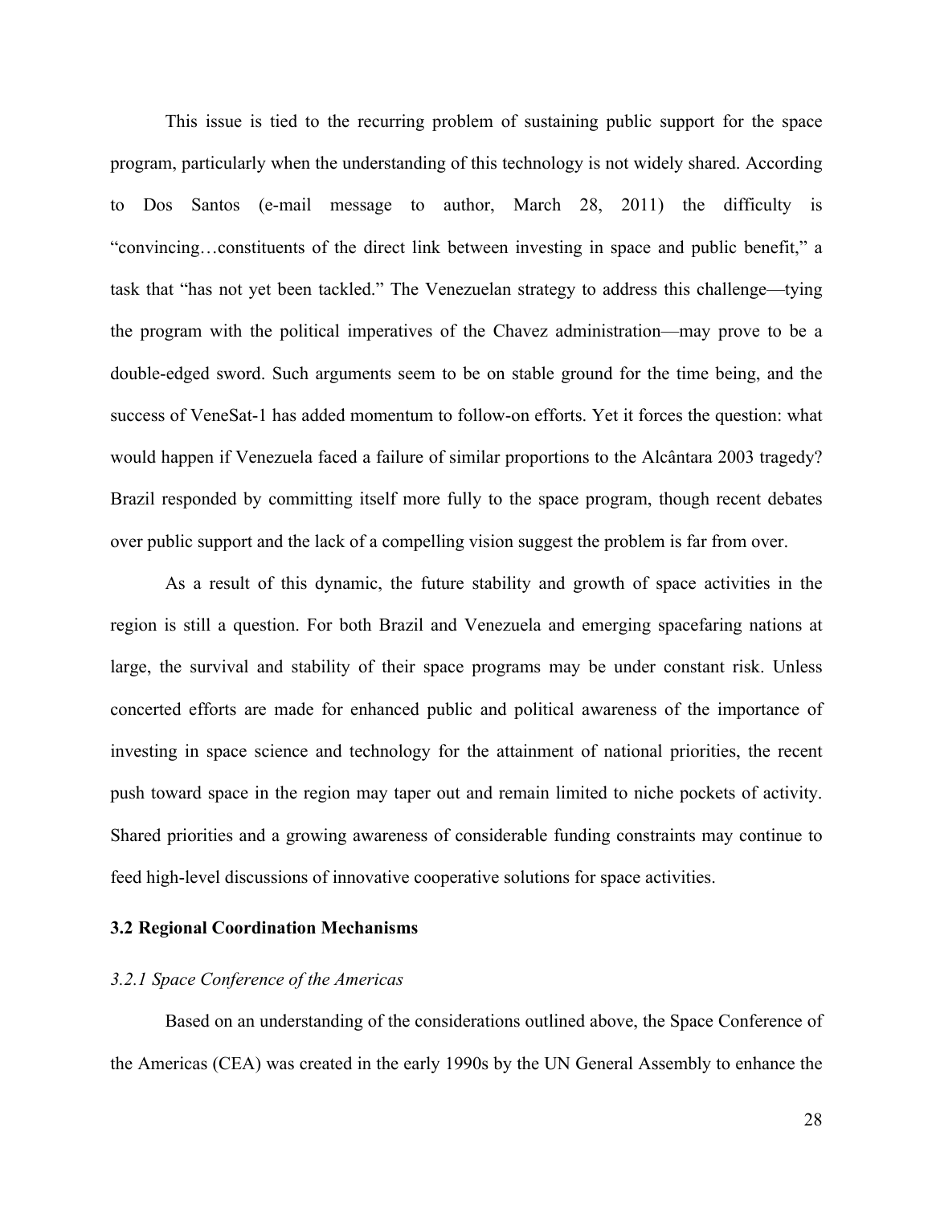This issue is tied to the recurring problem of sustaining public support for the space program, particularly when the understanding of this technology is not widely shared. According to Dos Santos (e-mail message to author, March 28, 2011) the difficulty is "convincing…constituents of the direct link between investing in space and public benefit," a task that "has not yet been tackled." The Venezuelan strategy to address this challenge—tying the program with the political imperatives of the Chavez administration—may prove to be a double-edged sword. Such arguments seem to be on stable ground for the time being, and the success of VeneSat-1 has added momentum to follow-on efforts. Yet it forces the question: what would happen if Venezuela faced a failure of similar proportions to the Alcântara 2003 tragedy? Brazil responded by committing itself more fully to the space program, though recent debates over public support and the lack of a compelling vision suggest the problem is far from over.

As a result of this dynamic, the future stability and growth of space activities in the region is still a question. For both Brazil and Venezuela and emerging spacefaring nations at large, the survival and stability of their space programs may be under constant risk. Unless concerted efforts are made for enhanced public and political awareness of the importance of investing in space science and technology for the attainment of national priorities, the recent push toward space in the region may taper out and remain limited to niche pockets of activity. Shared priorities and a growing awareness of considerable funding constraints may continue to feed high-level discussions of innovative cooperative solutions for space activities.

### 3.2 Regional Coordination Mechanisms

#### *3.2.1 Space Conference of the Americas*

Based on an understanding of the considerations outlined above, the Space Conference of the Americas (CEA) was created in the early 1990s by the UN General Assembly to enhance the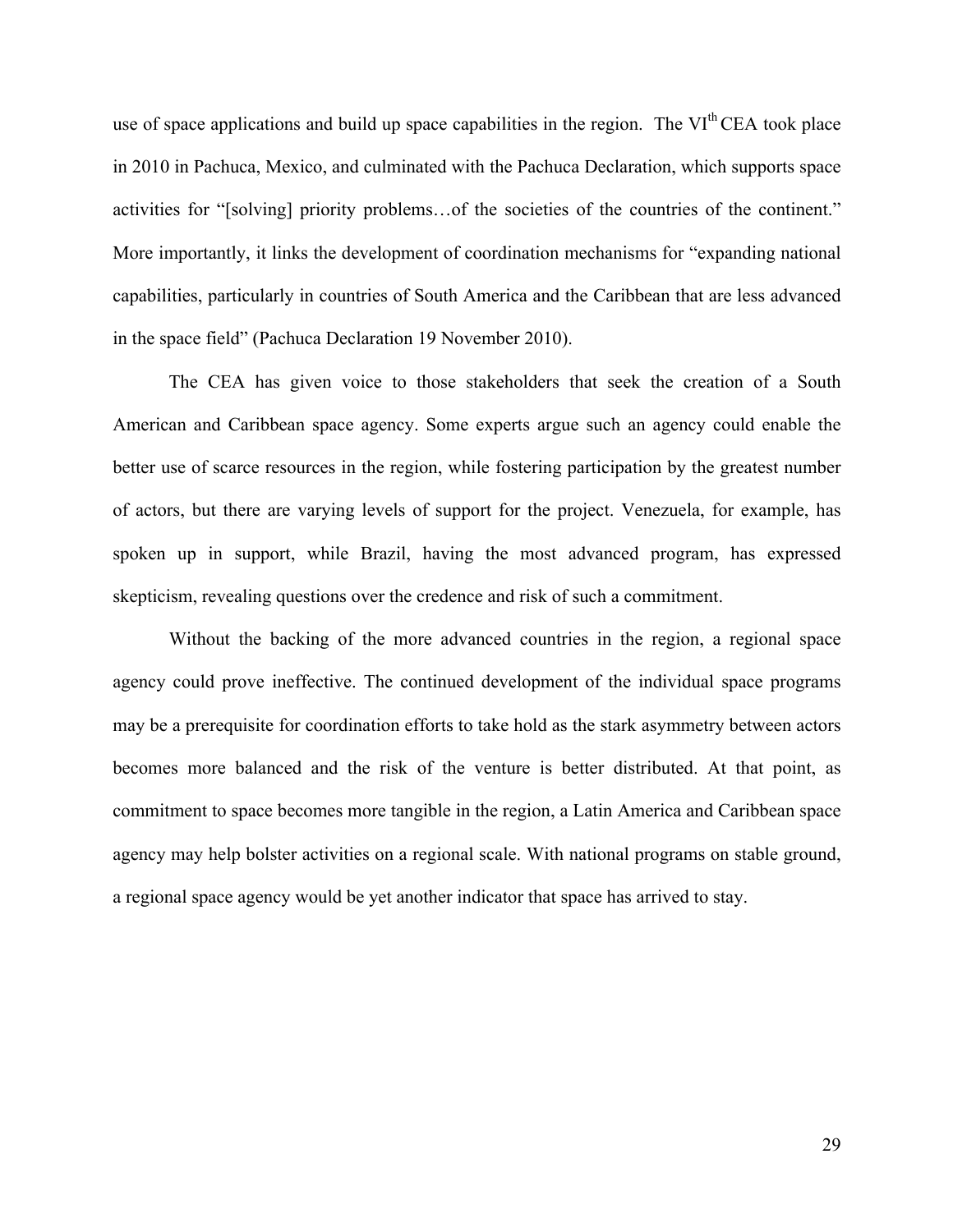use of space applications and build up space capabilities in the region. The VI$^{th}$ CEA took place in 2010 in Pachuca, Mexico, and culminated with the Pachuca Declaration, which supports space activities for "[solving] priority problems…of the societies of the countries of the continent." More importantly, it links the development of coordination mechanisms for "expanding national capabilities, particularly in countries of South America and the Caribbean that are less advanced in the space field" (Pachuca Declaration 19 November 2010).

The CEA has given voice to those stakeholders that seek the creation of a South American and Caribbean space agency. Some experts argue such an agency could enable the better use of scarce resources in the region, while fostering participation by the greatest number of actors, but there are varying levels of support for the project. Venezuela, for example, has spoken up in support, while Brazil, having the most advanced program, has expressed skepticism, revealing questions over the credence and risk of such a commitment.

Without the backing of the more advanced countries in the region, a regional space agency could prove ineffective. The continued development of the individual space programs may be a prerequisite for coordination efforts to take hold as the stark asymmetry between actors becomes more balanced and the risk of the venture is better distributed. At that point, as commitment to space becomes more tangible in the region, a Latin America and Caribbean space agency may help bolster activities on a regional scale. With national programs on stable ground, a regional space agency would be yet another indicator that space has arrived to stay.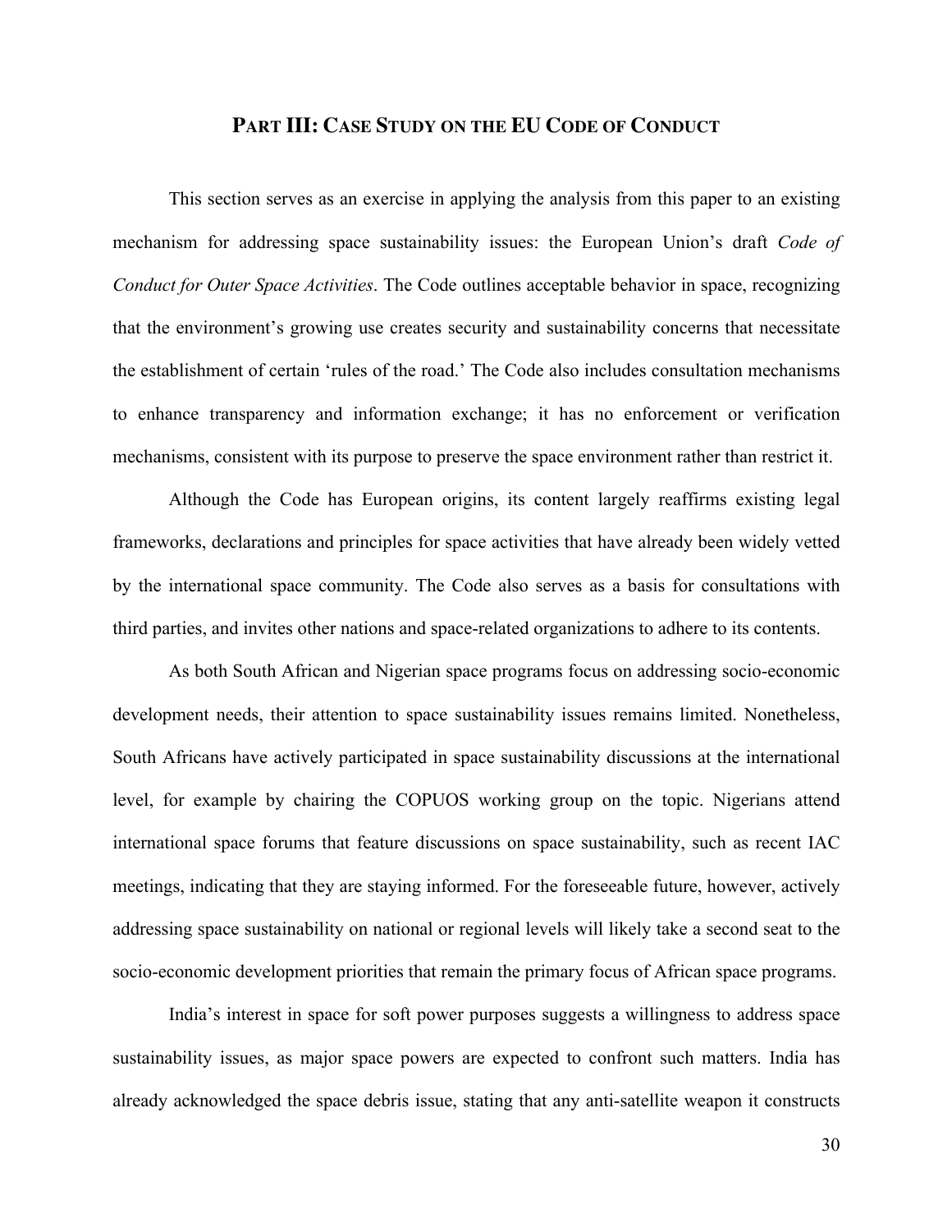## PART III: CASE STUDY ON THE EU CODE OF CONDUCT

This section serves as an exercise in applying the analysis from this paper to an existing mechanism for addressing space sustainability issues: the European Union's draft *Code of Conduct for Outer Space Activities*. The Code outlines acceptable behavior in space, recognizing that the environment's growing use creates security and sustainability concerns that necessitate the establishment of certain 'rules of the road.' The Code also includes consultation mechanisms to enhance transparency and information exchange; it has no enforcement or verification mechanisms, consistent with its purpose to preserve the space environment rather than restrict it.

Although the Code has European origins, its content largely reaffirms existing legal frameworks, declarations and principles for space activities that have already been widely vetted by the international space community. The Code also serves as a basis for consultations with third parties, and invites other nations and space-related organizations to adhere to its contents.

As both South African and Nigerian space programs focus on addressing socio-economic development needs, their attention to space sustainability issues remains limited. Nonetheless, South Africans have actively participated in space sustainability discussions at the international level, for example by chairing the COPUOS working group on the topic. Nigerians attend international space forums that feature discussions on space sustainability, such as recent IAC meetings, indicating that they are staying informed. For the foreseeable future, however, actively addressing space sustainability on national or regional levels will likely take a second seat to the socio-economic development priorities that remain the primary focus of African space programs.

India's interest in space for soft power purposes suggests a willingness to address space sustainability issues, as major space powers are expected to confront such matters. India has already acknowledged the space debris issue, stating that any anti-satellite weapon it constructs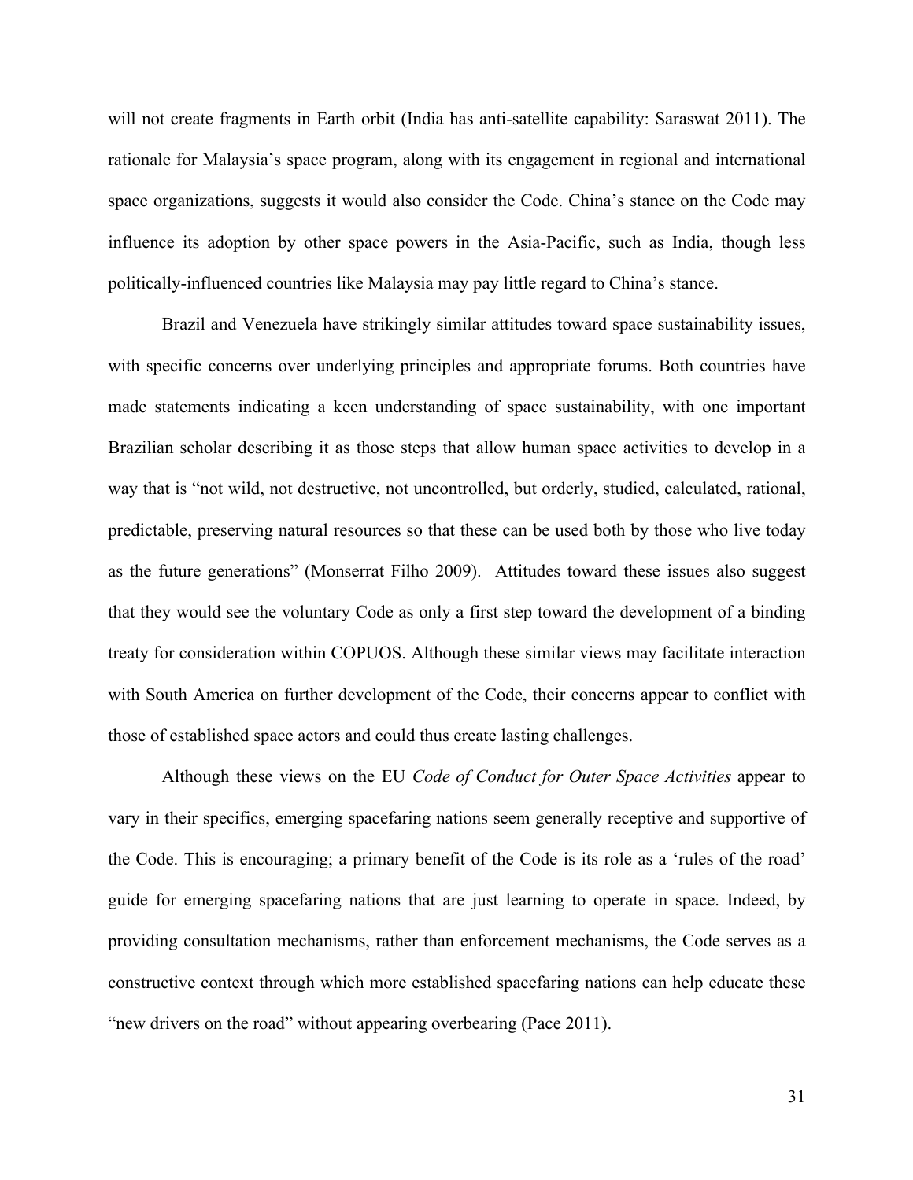will not create fragments in Earth orbit (India has anti-satellite capability: Saraswat 2011). The rationale for Malaysia's space program, along with its engagement in regional and international space organizations, suggests it would also consider the Code. China's stance on the Code may influence its adoption by other space powers in the Asia-Pacific, such as India, though less politically-influenced countries like Malaysia may pay little regard to China's stance.

Brazil and Venezuela have strikingly similar attitudes toward space sustainability issues, with specific concerns over underlying principles and appropriate forums. Both countries have made statements indicating a keen understanding of space sustainability, with one important Brazilian scholar describing it as those steps that allow human space activities to develop in a way that is "not wild, not destructive, not uncontrolled, but orderly, studied, calculated, rational, predictable, preserving natural resources so that these can be used both by those who live today as the future generations" (Monserrat Filho 2009). Attitudes toward these issues also suggest that they would see the voluntary Code as only a first step toward the development of a binding treaty for consideration within COPUOS. Although these similar views may facilitate interaction with South America on further development of the Code, their concerns appear to conflict with those of established space actors and could thus create lasting challenges.

Although these views on the EU *Code of Conduct for Outer Space Activities* appear to vary in their specifics, emerging spacefaring nations seem generally receptive and supportive of the Code. This is encouraging; a primary benefit of the Code is its role as a 'rules of the road' guide for emerging spacefaring nations that are just learning to operate in space. Indeed, by providing consultation mechanisms, rather than enforcement mechanisms, the Code serves as a constructive context through which more established spacefaring nations can help educate these "new drivers on the road" without appearing overbearing (Pace 2011).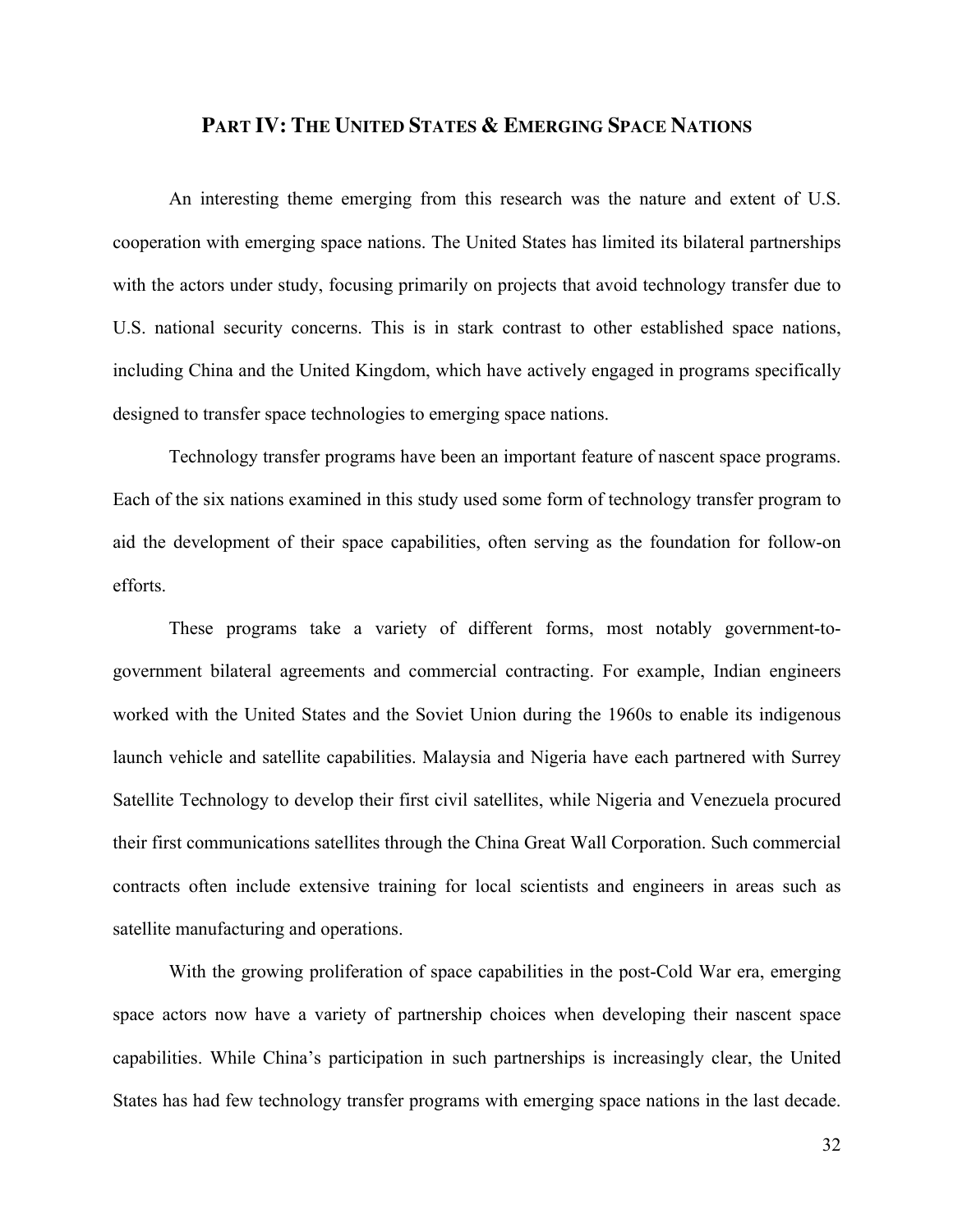## PART IV: THE UNITED STATES & EMERGING SPACE NATIONS

An interesting theme emerging from this research was the nature and extent of U.S. cooperation with emerging space nations. The United States has limited its bilateral partnerships with the actors under study, focusing primarily on projects that avoid technology transfer due to U.S. national security concerns. This is in stark contrast to other established space nations, including China and the United Kingdom, which have actively engaged in programs specifically designed to transfer space technologies to emerging space nations.

Technology transfer programs have been an important feature of nascent space programs. Each of the six nations examined in this study used some form of technology transfer program to aid the development of their space capabilities, often serving as the foundation for follow-on efforts.

These programs take a variety of different forms, most notably government-to-government bilateral agreements and commercial contracting. For example, Indian engineers worked with the United States and the Soviet Union during the 1960s to enable its indigenous launch vehicle and satellite capabilities. Malaysia and Nigeria have each partnered with Surrey Satellite Technology to develop their first civil satellites, while Nigeria and Venezuela procured their first communications satellites through the China Great Wall Corporation. Such commercial contracts often include extensive training for local scientists and engineers in areas such as satellite manufacturing and operations.

With the growing proliferation of space capabilities in the post-Cold War era, emerging space actors now have a variety of partnership choices when developing their nascent space capabilities. While China's participation in such partnerships is increasingly clear, the United States has had few technology transfer programs with emerging space nations in the last decade.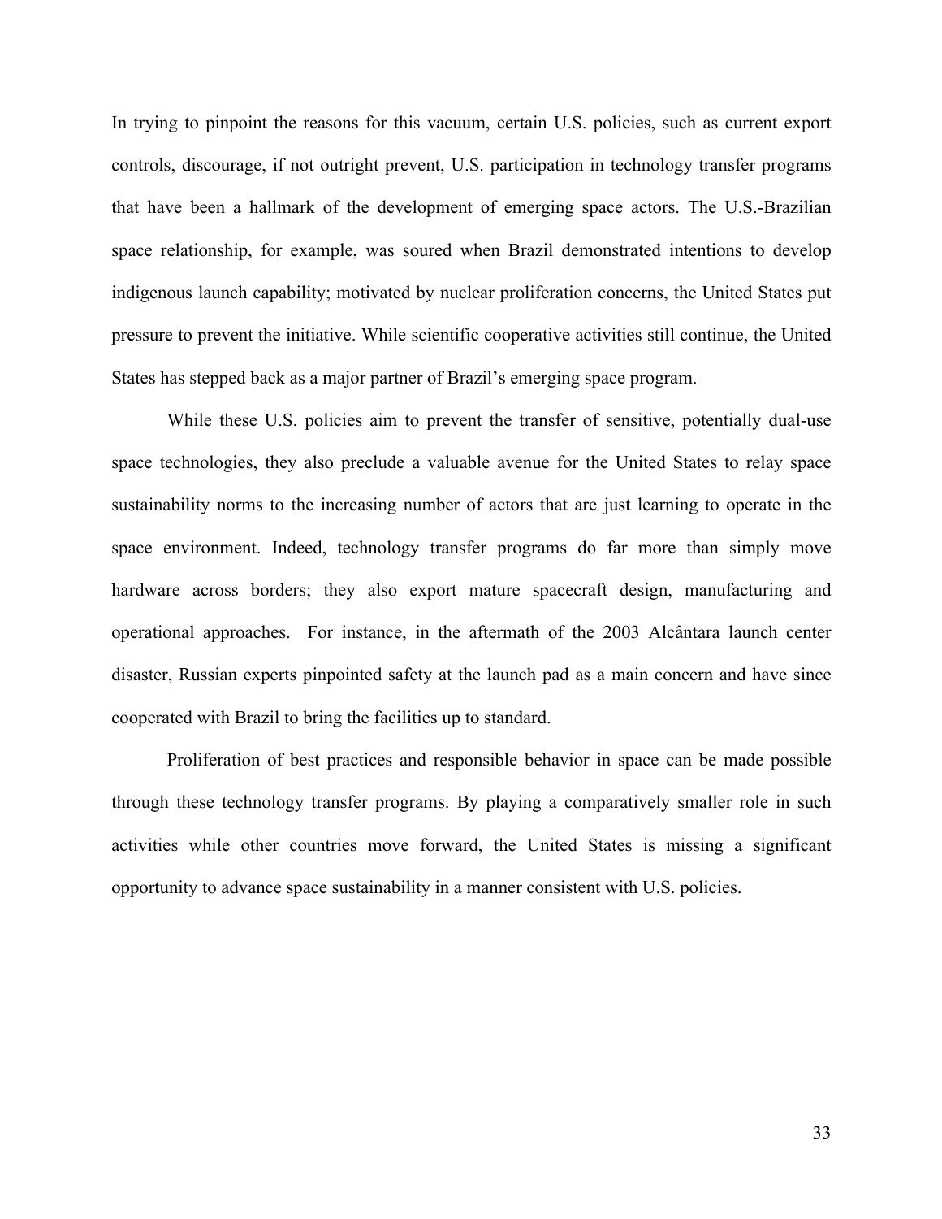In trying to pinpoint the reasons for this vacuum, certain U.S. policies, such as current export controls, discourage, if not outright prevent, U.S. participation in technology transfer programs that have been a hallmark of the development of emerging space actors. The U.S.-Brazilian space relationship, for example, was soured when Brazil demonstrated intentions to develop indigenous launch capability; motivated by nuclear proliferation concerns, the United States put pressure to prevent the initiative. While scientific cooperative activities still continue, the United States has stepped back as a major partner of Brazil's emerging space program.

While these U.S. policies aim to prevent the transfer of sensitive, potentially dual-use space technologies, they also preclude a valuable avenue for the United States to relay space sustainability norms to the increasing number of actors that are just learning to operate in the space environment. Indeed, technology transfer programs do far more than simply move hardware across borders; they also export mature spacecraft design, manufacturing and operational approaches. For instance, in the aftermath of the 2003 Alcântara launch center disaster, Russian experts pinpointed safety at the launch pad as a main concern and have since cooperated with Brazil to bring the facilities up to standard.

Proliferation of best practices and responsible behavior in space can be made possible through these technology transfer programs. By playing a comparatively smaller role in such activities while other countries move forward, the United States is missing a significant opportunity to advance space sustainability in a manner consistent with U.S. policies.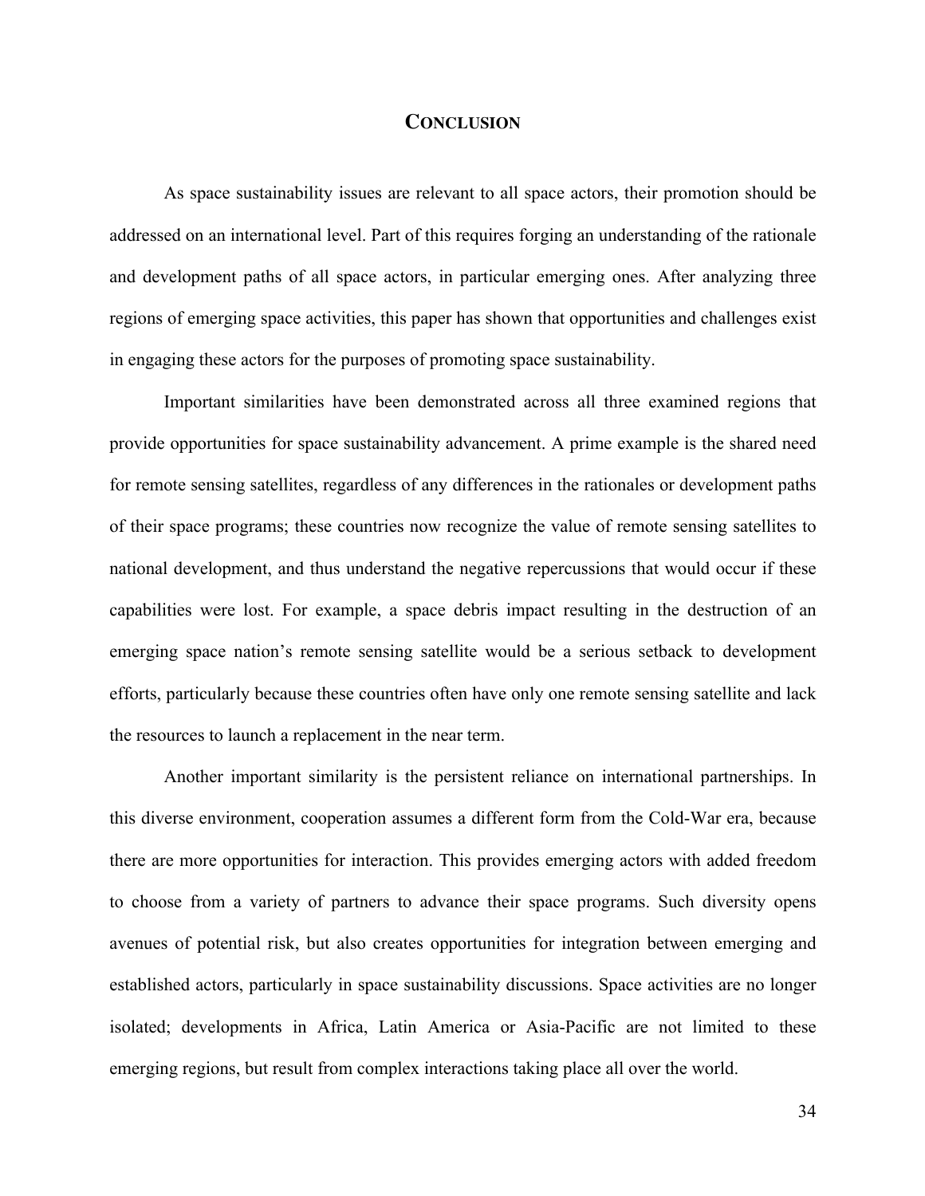# CONCLUSION

As space sustainability issues are relevant to all space actors, their promotion should be addressed on an international level. Part of this requires forging an understanding of the rationale and development paths of all space actors, in particular emerging ones. After analyzing three regions of emerging space activities, this paper has shown that opportunities and challenges exist in engaging these actors for the purposes of promoting space sustainability.

Important similarities have been demonstrated across all three examined regions that provide opportunities for space sustainability advancement. A prime example is the shared need for remote sensing satellites, regardless of any differences in the rationales or development paths of their space programs; these countries now recognize the value of remote sensing satellites to national development, and thus understand the negative repercussions that would occur if these capabilities were lost. For example, a space debris impact resulting in the destruction of an emerging space nation's remote sensing satellite would be a serious setback to development efforts, particularly because these countries often have only one remote sensing satellite and lack the resources to launch a replacement in the near term.

Another important similarity is the persistent reliance on international partnerships. In this diverse environment, cooperation assumes a different form from the Cold-War era, because there are more opportunities for interaction. This provides emerging actors with added freedom to choose from a variety of partners to advance their space programs. Such diversity opens avenues of potential risk, but also creates opportunities for integration between emerging and established actors, particularly in space sustainability discussions. Space activities are no longer isolated; developments in Africa, Latin America or Asia-Pacific are not limited to these emerging regions, but result from complex interactions taking place all over the world.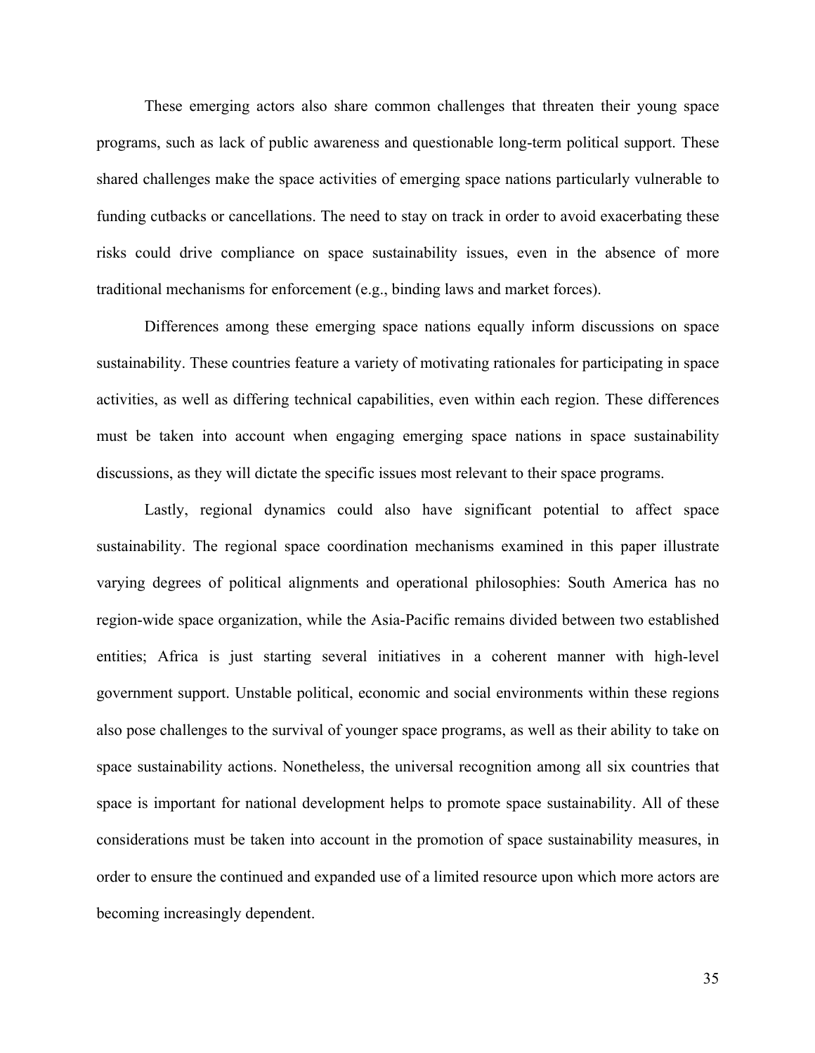These emerging actors also share common challenges that threaten their young space programs, such as lack of public awareness and questionable long-term political support. These shared challenges make the space activities of emerging space nations particularly vulnerable to funding cutbacks or cancellations. The need to stay on track in order to avoid exacerbating these risks could drive compliance on space sustainability issues, even in the absence of more traditional mechanisms for enforcement (e.g., binding laws and market forces).

Differences among these emerging space nations equally inform discussions on space sustainability. These countries feature a variety of motivating rationales for participating in space activities, as well as differing technical capabilities, even within each region. These differences must be taken into account when engaging emerging space nations in space sustainability discussions, as they will dictate the specific issues most relevant to their space programs.

Lastly, regional dynamics could also have significant potential to affect space sustainability. The regional space coordination mechanisms examined in this paper illustrate varying degrees of political alignments and operational philosophies: South America has no region-wide space organization, while the Asia-Pacific remains divided between two established entities; Africa is just starting several initiatives in a coherent manner with high-level government support. Unstable political, economic and social environments within these regions also pose challenges to the survival of younger space programs, as well as their ability to take on space sustainability actions. Nonetheless, the universal recognition among all six countries that space is important for national development helps to promote space sustainability. All of these considerations must be taken into account in the promotion of space sustainability measures, in order to ensure the continued and expanded use of a limited resource upon which more actors are becoming increasingly dependent.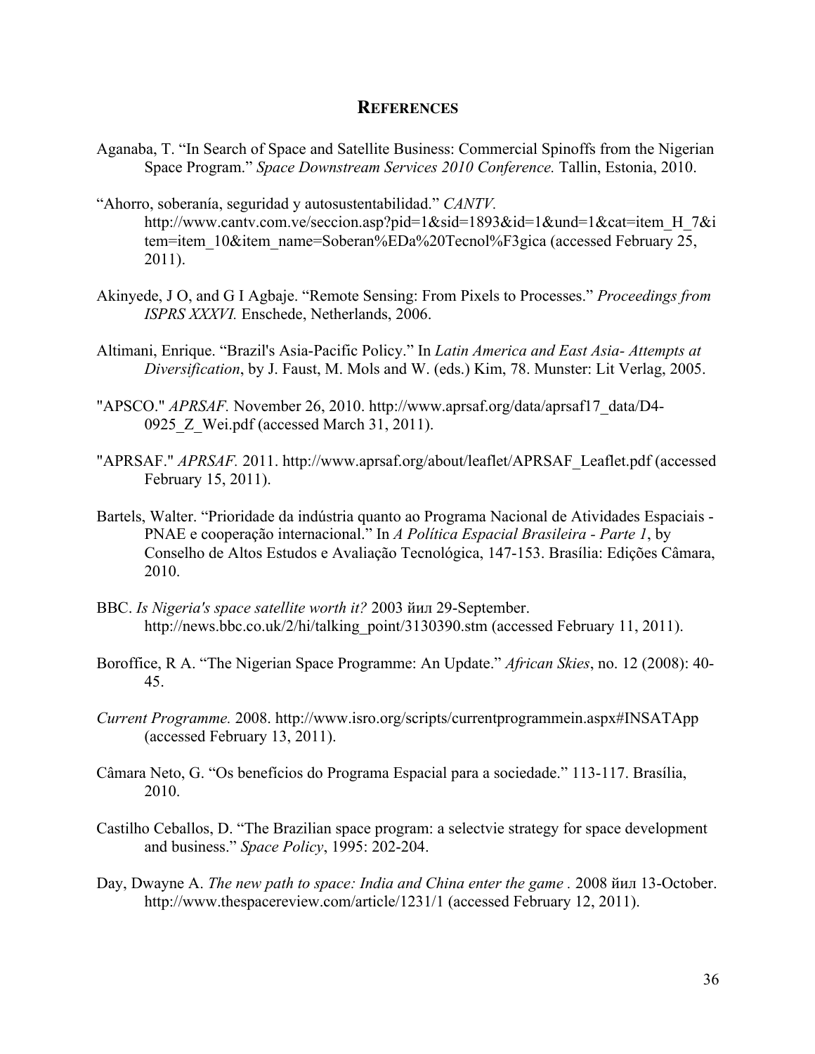## REFERENCES

Aganaba, T. "In Search of Space and Satellite Business: Commercial Spinoffs from the Nigerian Space Program." *Space Downstream Services 2010 Conference.* Tallin, Estonia, 2010.

"Ahorro, soberanía, seguridad y autosustentabilidad." *CANTV.* http://www.cantv.com.ve/seccion.asp?pid=1&sid=1893&id=1&und=1&cat=item_H_7&item=item_10&item_name=Soberan%EDa%20Tecnol%F3gica (accessed February 25, 2011).

Akinyede, J O, and G I Agbaje. "Remote Sensing: From Pixels to Processes." *Proceedings from ISPRS XXXVI.* Enschede, Netherlands, 2006.

Altimani, Enrique. "Brazil's Asia-Pacific Policy." In *Latin America and East Asia- Attempts at Diversification*, by J. Faust, M. Mols and W. (eds.) Kim, 78. Munster: Lit Verlag, 2005.

"APSCO." *APRSAF.* November 26, 2010. http://www.aprsaf.org/data/aprsaf17_data/D4-0925_Z_Wei.pdf (accessed March 31, 2011).

"APRSAF." *APRSAF.* 2011. http://www.aprsaf.org/about/leaflet/APRSAF_Leaflet.pdf (accessed February 15, 2011).

Bartels, Walter. "Prioridade da indústria quanto ao Programa Nacional de Atividades Espaciais - PNAE e cooperação internacional." In *A Política Espacial Brasileira - Parte 1*, by Conselho de Altos Estudos e Avaliação Tecnológica, 147-153. Brasília: Edições Câmara, 2010.

BBC. *Is Nigeria's space satellite worth it?* 2003 йил 29-September. http://news.bbc.co.uk/2/hi/talking_point/3130390.stm (accessed February 11, 2011).

Boroffice, R A. "The Nigerian Space Programme: An Update." *African Skies*, no. 12 (2008): 40-45.

*Current Programme.* 2008. http://www.isro.org/scripts/currentprogrammein.aspx#INSATApp (accessed February 13, 2011).

Câmara Neto, G. "Os benefícios do Programa Espacial para a sociedade." 113-117. Brasília, 2010.

Castilho Ceballos, D. "The Brazilian space program: a selectvie strategy for space development and business." *Space Policy*, 1995: 202-204.

Day, Dwayne A. *The new path to space: India and China enter the game .* 2008 йил 13-October. http://www.thespacereview.com/article/1231/1 (accessed February 12, 2011).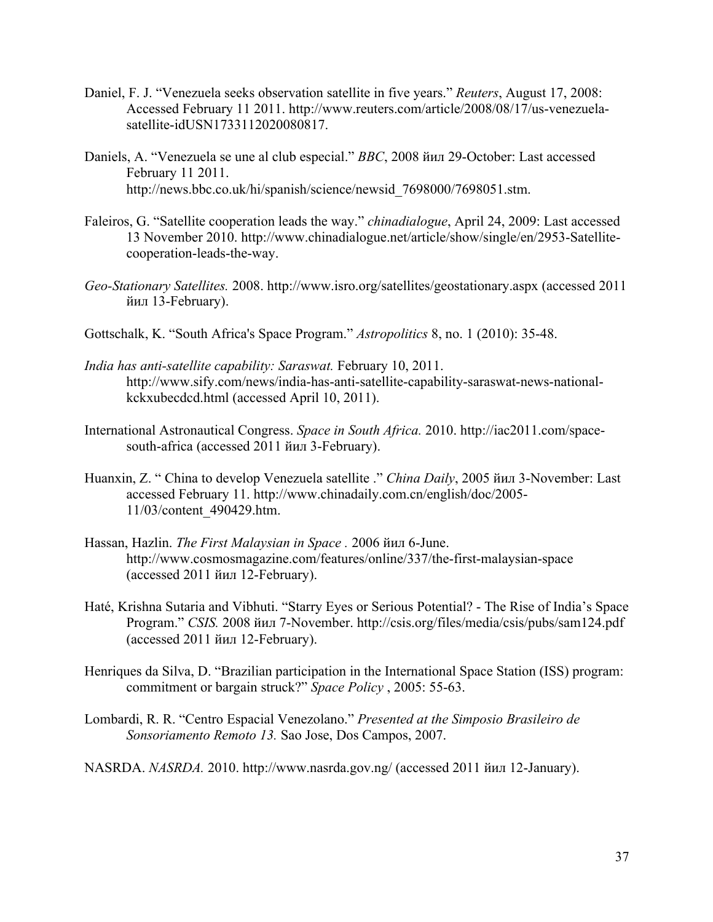Daniel, F. J. "Venezuela seeks observation satellite in five years." *Reuters*, August 17, 2008: Accessed February 11 2011. http://www.reuters.com/article/2008/08/17/us-venezuela-satellite-idUSN1733112020080817.

Daniels, A. "Venezuela se une al club especial." *BBC*, 2008 йил 29-October: Last accessed February 11 2011. http://news.bbc.co.uk/hi/spanish/science/newsid_7698000/7698051.stm.

Faleiros, G. "Satellite cooperation leads the way." *chinadialogue*, April 24, 2009: Last accessed 13 November 2010. http://www.chinadialogue.net/article/show/single/en/2953-Satellite-cooperation-leads-the-way.

*Geo-Stationary Satellites.* 2008. http://www.isro.org/satellites/geostationary.aspx (accessed 2011 йил 13-February).

Gottschalk, K. "South Africa's Space Program." *Astropolitics* 8, no. 1 (2010): 35-48.

*India has anti-satellite capability: Saraswat.* February 10, 2011. http://www.sify.com/news/india-has-anti-satellite-capability-saraswat-news-national-kckxubecdcd.html (accessed April 10, 2011).

International Astronautical Congress. *Space in South Africa.* 2010. http://iac2011.com/space-south-africa (accessed 2011 йил 3-February).

Huanxin, Z. " China to develop Venezuela satellite ." *China Daily*, 2005 йил 3-November: Last accessed February 11. http://www.chinadaily.com.cn/english/doc/2005-11/03/content_490429.htm.

Hassan, Hazlin. *The First Malaysian in Space* . 2006 йил 6-June. http://www.cosmosmagazine.com/features/online/337/the-first-malaysian-space (accessed 2011 йил 12-February).

Haté, Krishna Sutaria and Vibhuti. "Starry Eyes or Serious Potential? - The Rise of India's Space Program." *CSIS.* 2008 йил 7-November. http://csis.org/files/media/csis/pubs/sam124.pdf (accessed 2011 йил 12-February).

Henriques da Silva, D. "Brazilian participation in the International Space Station (ISS) program: commitment or bargain struck?" *Space Policy* , 2005: 55-63.

Lombardi, R. R. "Centro Espacial Venezolano." *Presented at the Simposio Brasileiro de Sonsoriamento Remoto 13.* Sao Jose, Dos Campos, 2007.

NASRDA. *NASRDA.* 2010. http://www.nasrda.gov.ng/ (accessed 2011 йил 12-January).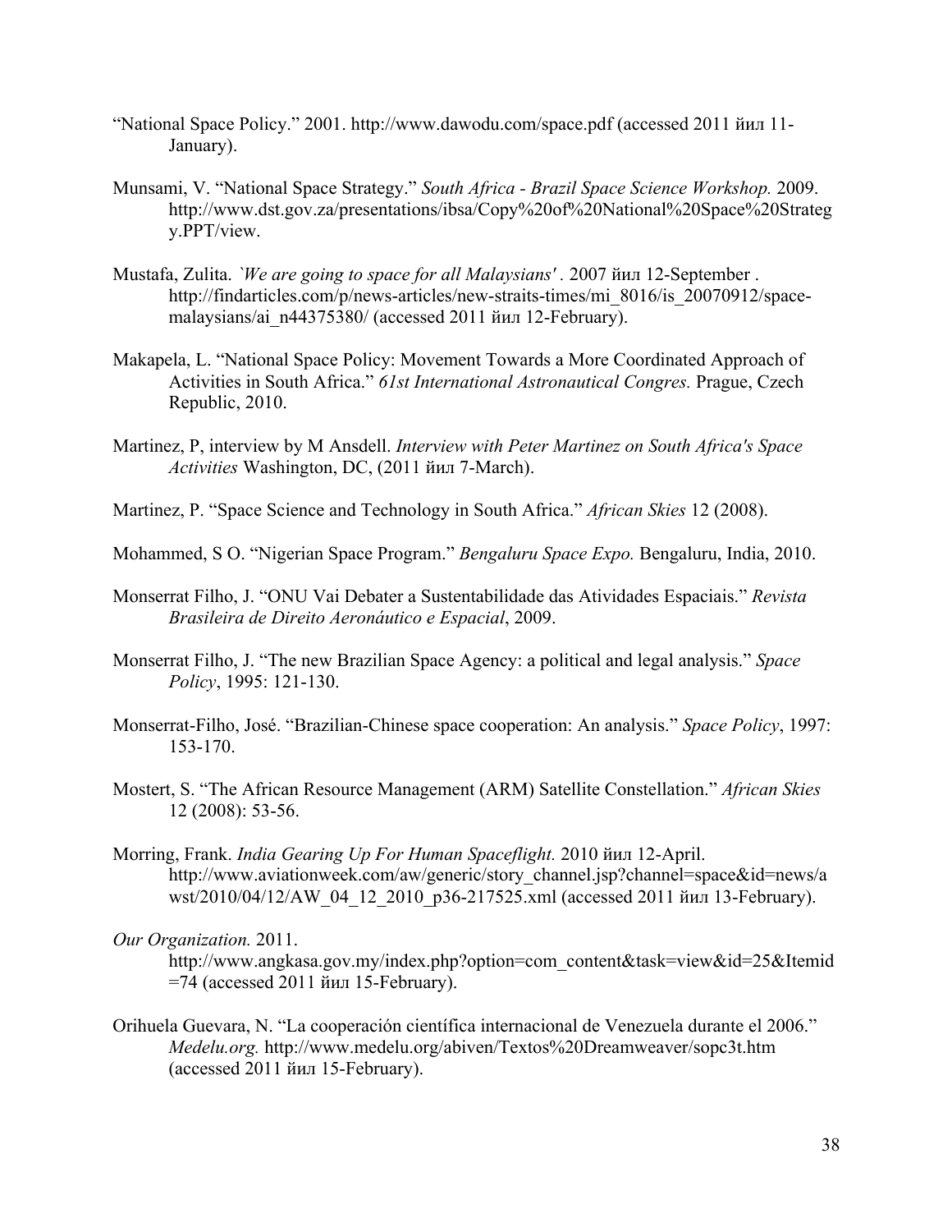"National Space Policy." 2001. http://www.dawodu.com/space.pdf (accessed 2011 йил 11-January).

Munsami, V. "National Space Strategy." *South Africa - Brazil Space Science Workshop.* 2009. http://www.dst.gov.za/presentations/ibsa/Copy%20of%20National%20Space%20Strategy.PPT/view.

Mustafa, Zulita. *`We are going to space for all Malaysians'* . 2007 йил 12-September . http://findarticles.com/p/news-articles/new-straits-times/mi_8016/is_20070912/space-malaysians/ai_n44375380/ (accessed 2011 йил 12-February).

Makapela, L. "National Space Policy: Movement Towards a More Coordinated Approach of Activities in South Africa." *61st International Astronautical Congres.* Prague, Czech Republic, 2010.

Martinez, P, interview by M Ansdell. *Interview with Peter Martinez on South Africa's Space Activities* Washington, DC, (2011 йил 7-March).

Martinez, P. "Space Science and Technology in South Africa." *African Skies* 12 (2008).

Mohammed, S O. "Nigerian Space Program." *Bengaluru Space Expo.* Bengaluru, India, 2010.

Monserrat Filho, J. "ONU Vai Debater a Sustentabilidade das Atividades Espaciais." *Revista Brasileira de Direito Aeronáutico e Espacial*, 2009.

Monserrat Filho, J. "The new Brazilian Space Agency: a political and legal analysis." *Space Policy*, 1995: 121-130.

Monserrat-Filho, José. "Brazilian-Chinese space cooperation: An analysis." *Space Policy*, 1997: 153-170.

Mostert, S. "The African Resource Management (ARM) Satellite Constellation." *African Skies* 12 (2008): 53-56.

Morring, Frank. *India Gearing Up For Human Spaceflight.* 2010 йил 12-April. http://www.aviationweek.com/aw/generic/story_channel.jsp?channel=space&id=news/awst/2010/04/12/AW_04_12_2010_p36-217525.xml (accessed 2011 йил 13-February).

*Our Organization.* 2011. http://www.angkasa.gov.my/index.php?option=com_content&task=view&id=25&Itemid=74 (accessed 2011 йил 15-February).

Orihuela Guevara, N. "La cooperación científica internacional de Venezuela durante el 2006." *Medelu.org.* http://www.medelu.org/abiven/Textos%20Dreamweaver/sopc3t.htm (accessed 2011 йил 15-February).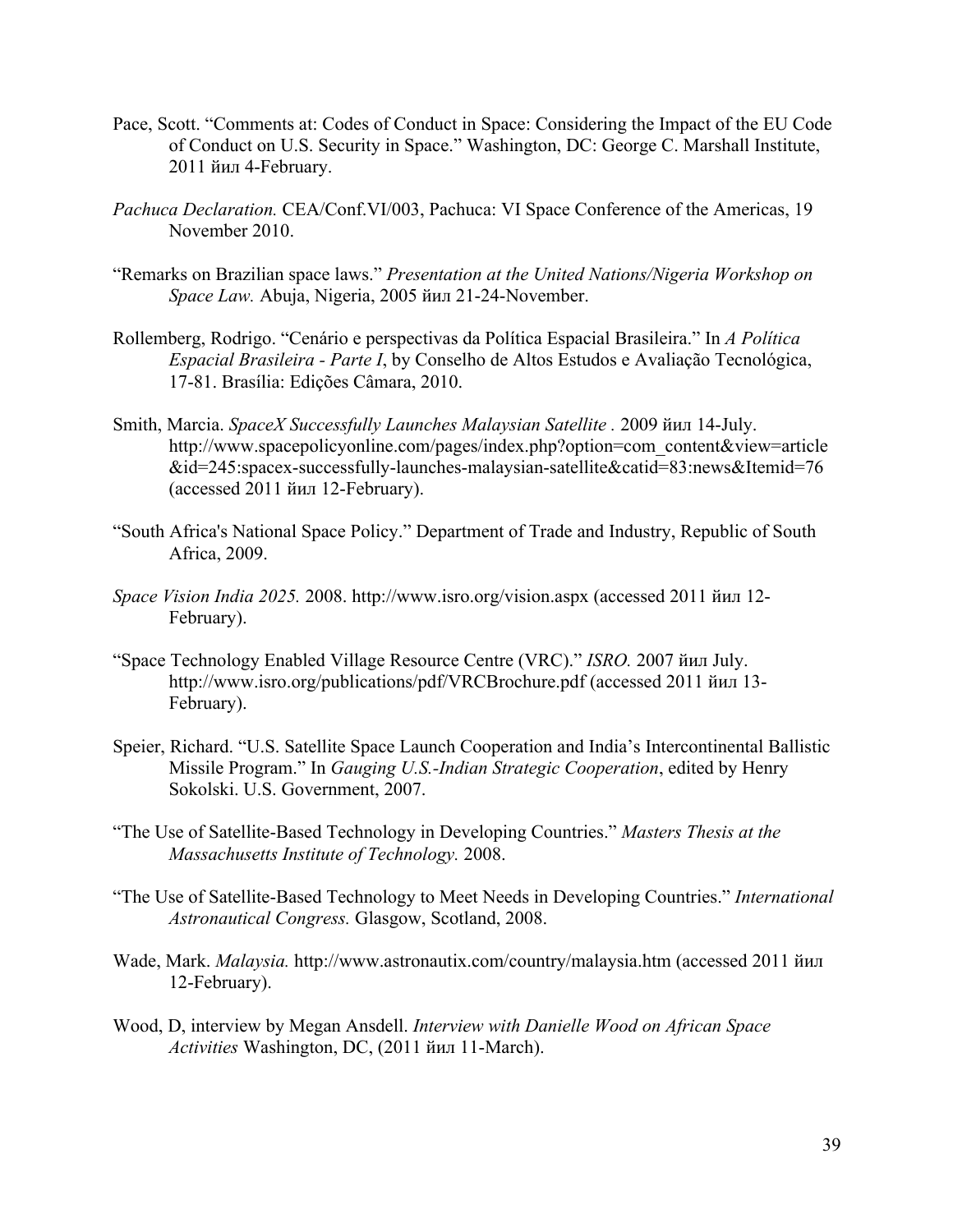Pace, Scott. "Comments at: Codes of Conduct in Space: Considering the Impact of the EU Code of Conduct on U.S. Security in Space." Washington, DC: George C. Marshall Institute, 2011 йил 4-February.

*Pachuca Declaration.* CEA/Conf.VI/003, Pachuca: VI Space Conference of the Americas, 19 November 2010.

"Remarks on Brazilian space laws." *Presentation at the United Nations/Nigeria Workshop on Space Law.* Abuja, Nigeria, 2005 йил 21-24-November.

Rollemberg, Rodrigo. "Cenário e perspectivas da Política Espacial Brasileira." In *A Política Espacial Brasileira - Parte I*, by Conselho de Altos Estudos e Avaliação Tecnológica, 17-81. Brasília: Edições Câmara, 2010.

Smith, Marcia. *SpaceX Successfully Launches Malaysian Satellite* . 2009 йил 14-July. http://www.spacepolicyonline.com/pages/index.php?option=com_content&view=article&id=245:spacex-successfully-launches-malaysian-satellite&catid=83:news&Itemid=76 (accessed 2011 йил 12-February).

"South Africa's National Space Policy." Department of Trade and Industry, Republic of South Africa, 2009.

*Space Vision India 2025.* 2008. http://www.isro.org/vision.aspx (accessed 2011 йил 12-February).

"Space Technology Enabled Village Resource Centre (VRC)." *ISRO.* 2007 йил July. http://www.isro.org/publications/pdf/VRCBrochure.pdf (accessed 2011 йил 13-February).

Speier, Richard. "U.S. Satellite Space Launch Cooperation and India's Intercontinental Ballistic Missile Program." In *Gauging U.S.-Indian Strategic Cooperation*, edited by Henry Sokolski. U.S. Government, 2007.

"The Use of Satellite-Based Technology in Developing Countries." *Masters Thesis at the Massachusetts Institute of Technology.* 2008.

"The Use of Satellite-Based Technology to Meet Needs in Developing Countries." *International Astronautical Congress.* Glasgow, Scotland, 2008.

Wade, Mark. *Malaysia.* http://www.astronautix.com/country/malaysia.htm (accessed 2011 йил 12-February).

Wood, D, interview by Megan Ansdell. *Interview with Danielle Wood on African Space Activities* Washington, DC, (2011 йил 11-March).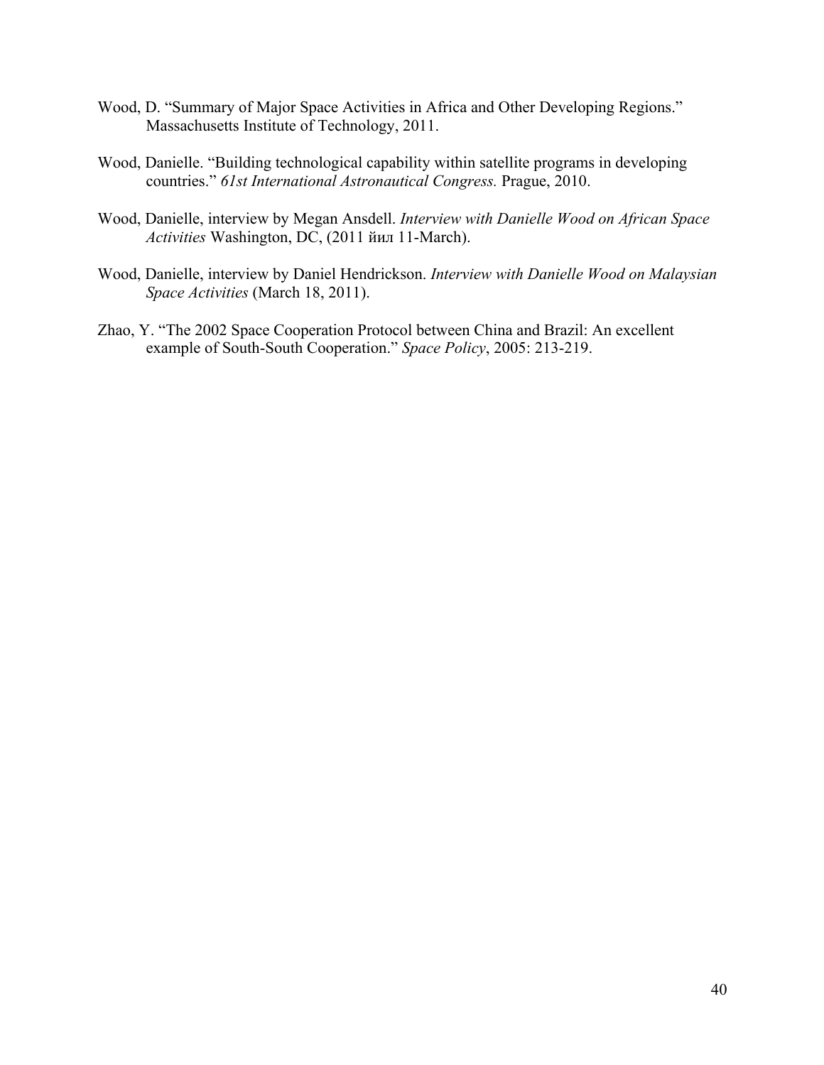Wood, D. "Summary of Major Space Activities in Africa and Other Developing Regions." Massachusetts Institute of Technology, 2011.

Wood, Danielle. "Building technological capability within satellite programs in developing countries." *61st International Astronautical Congress.* Prague, 2010.

Wood, Danielle, interview by Megan Ansdell. *Interview with Danielle Wood on African Space Activities* Washington, DC, (2011 йил 11-March).

Wood, Danielle, interview by Daniel Hendrickson. *Interview with Danielle Wood on Malaysian Space Activities* (March 18, 2011).

Zhao, Y. "The 2002 Space Cooperation Protocol between China and Brazil: An excellent example of South-South Cooperation." *Space Policy*, 2005: 213-219.